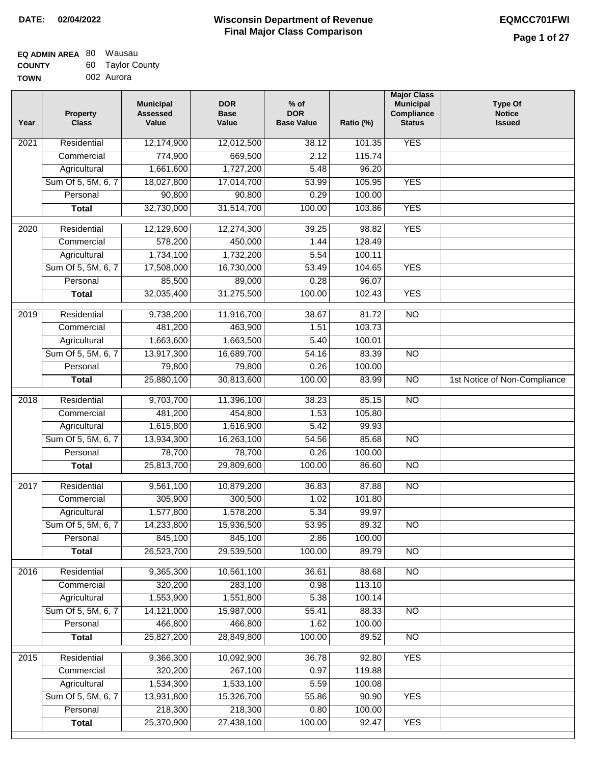**DATE: 02/04/2022**

# Wisconsin Department of Revenue
## Final Major Class Comparison

**EQMCC701FWI**

**EQ ADMIN AREA** 80 Wausau
**COUNTY** 60 Taylor County
**TOWN** 002 Aurora

| Year | Property Class | Municipal Assessed Value | DOR Base Value | % of DOR Base Value | Ratio (%) | Major Class Municipal Compliance Status | Type Of Notice Issued |
|---|---|---|---|---|---|---|---|
| 2021 | Residential | 12,174,900 | 12,012,500 | 38.12 | 101.35 | YES | |
| | Commercial | 774,900 | 669,500 | 2.12 | 115.74 | | |
| | Agricultural | 1,661,600 | 1,727,200 | 5.48 | 96.20 | | |
| | Sum Of 5, 5M, 6, 7 | 18,027,800 | 17,014,700 | 53.99 | 105.95 | YES | |
| | Personal | 90,800 | 90,800 | 0.29 | 100.00 | | |
| | **Total** | 32,730,000 | 31,514,700 | 100.00 | 103.86 | YES | |
| 2020 | Residential | 12,129,600 | 12,274,300 | 39.25 | 98.82 | YES | |
| | Commercial | 578,200 | 450,000 | 1.44 | 128.49 | | |
| | Agricultural | 1,734,100 | 1,732,200 | 5.54 | 100.11 | | |
| | Sum Of 5, 5M, 6, 7 | 17,508,000 | 16,730,000 | 53.49 | 104.65 | YES | |
| | Personal | 85,500 | 89,000 | 0.28 | 96.07 | | |
| | **Total** | 32,035,400 | 31,275,500 | 100.00 | 102.43 | YES | |
| 2019 | Residential | 9,738,200 | 11,916,700 | 38.67 | 81.72 | NO | |
| | Commercial | 481,200 | 463,900 | 1.51 | 103.73 | | |
| | Agricultural | 1,663,600 | 1,663,500 | 5.40 | 100.01 | | |
| | Sum Of 5, 5M, 6, 7 | 13,917,300 | 16,689,700 | 54.16 | 83.39 | NO | |
| | Personal | 79,800 | 79,800 | 0.26 | 100.00 | | |
| | **Total** | 25,880,100 | 30,813,600 | 100.00 | 83.99 | NO | 1st Notice of Non-Compliance |
| 2018 | Residential | 9,703,700 | 11,396,100 | 38.23 | 85.15 | NO | |
| | Commercial | 481,200 | 454,800 | 1.53 | 105.80 | | |
| | Agricultural | 1,615,800 | 1,616,900 | 5.42 | 99.93 | | |
| | Sum Of 5, 5M, 6, 7 | 13,934,300 | 16,263,100 | 54.56 | 85.68 | NO | |
| | Personal | 78,700 | 78,700 | 0.26 | 100.00 | | |
| | **Total** | 25,813,700 | 29,809,600 | 100.00 | 86.60 | NO | |
| 2017 | Residential | 9,561,100 | 10,879,200 | 36.83 | 87.88 | NO | |
| | Commercial | 305,900 | 300,500 | 1.02 | 101.80 | | |
| | Agricultural | 1,577,800 | 1,578,200 | 5.34 | 99.97 | | |
| | Sum Of 5, 5M, 6, 7 | 14,233,800 | 15,936,500 | 53.95 | 89.32 | NO | |
| | Personal | 845,100 | 845,100 | 2.86 | 100.00 | | |
| | **Total** | 26,523,700 | 29,539,500 | 100.00 | 89.79 | NO | |
| 2016 | Residential | 9,365,300 | 10,561,100 | 36.61 | 88.68 | NO | |
| | Commercial | 320,200 | 283,100 | 0.98 | 113.10 | | |
| | Agricultural | 1,553,900 | 1,551,800 | 5.38 | 100.14 | | |
| | Sum Of 5, 5M, 6, 7 | 14,121,000 | 15,987,000 | 55.41 | 88.33 | NO | |
| | Personal | 466,800 | 466,800 | 1.62 | 100.00 | | |
| | **Total** | 25,827,200 | 28,849,800 | 100.00 | 89.52 | NO | |
| 2015 | Residential | 9,366,300 | 10,092,900 | 36.78 | 92.80 | YES | |
| | Commercial | 320,200 | 267,100 | 0.97 | 119.88 | | |
| | Agricultural | 1,534,300 | 1,533,100 | 5.59 | 100.08 | | |
| | Sum Of 5, 5M, 6, 7 | 13,931,800 | 15,326,700 | 55.86 | 90.90 | YES | |
| | Personal | 218,300 | 218,300 | 0.80 | 100.00 | | |
| | **Total** | 25,370,900 | 27,438,100 | 100.00 | 92.47 | YES | |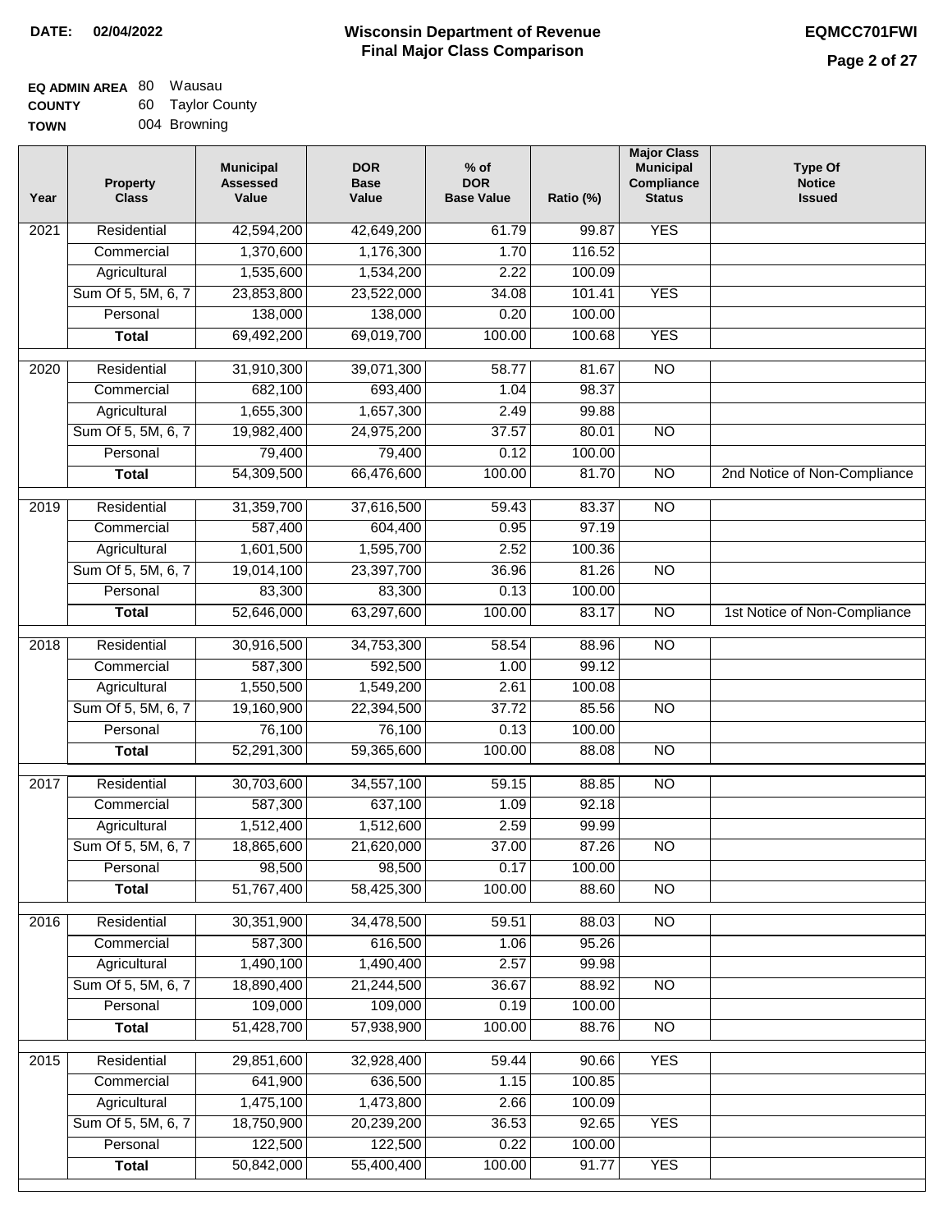**DATE:** 02/04/2022

# Wisconsin Department of Revenue
## Final Major Class Comparison

**EQMCC701FWI**

**EQ ADMIN AREA** 80 Wausau
**COUNTY** 60 Taylor County
**TOWN** 004 Browning

| Year | Property Class | Municipal Assessed Value | DOR Base Value | % of DOR Base Value | Ratio (%) | Major Class Municipal Compliance Status | Type Of Notice Issued |
|---|---|---|---|---|---|---|---|
| 2021 | Residential | 42,594,200 | 42,649,200 | 61.79 | 99.87 | YES | |
| | Commercial | 1,370,600 | 1,176,300 | 1.70 | 116.52 | | |
| | Agricultural | 1,535,600 | 1,534,200 | 2.22 | 100.09 | | |
| | Sum Of 5, 5M, 6, 7 | 23,853,800 | 23,522,000 | 34.08 | 101.41 | YES | |
| | Personal | 138,000 | 138,000 | 0.20 | 100.00 | | |
| | **Total** | 69,492,200 | 69,019,700 | 100.00 | 100.68 | YES | |
| 2020 | Residential | 31,910,300 | 39,071,300 | 58.77 | 81.67 | NO | |
| | Commercial | 682,100 | 693,400 | 1.04 | 98.37 | | |
| | Agricultural | 1,655,300 | 1,657,300 | 2.49 | 99.88 | | |
| | Sum Of 5, 5M, 6, 7 | 19,982,400 | 24,975,200 | 37.57 | 80.01 | NO | |
| | Personal | 79,400 | 79,400 | 0.12 | 100.00 | | |
| | **Total** | 54,309,500 | 66,476,600 | 100.00 | 81.70 | NO | 2nd Notice of Non-Compliance |
| 2019 | Residential | 31,359,700 | 37,616,500 | 59.43 | 83.37 | NO | |
| | Commercial | 587,400 | 604,400 | 0.95 | 97.19 | | |
| | Agricultural | 1,601,500 | 1,595,700 | 2.52 | 100.36 | | |
| | Sum Of 5, 5M, 6, 7 | 19,014,100 | 23,397,700 | 36.96 | 81.26 | NO | |
| | Personal | 83,300 | 83,300 | 0.13 | 100.00 | | |
| | **Total** | 52,646,000 | 63,297,600 | 100.00 | 83.17 | NO | 1st Notice of Non-Compliance |
| 2018 | Residential | 30,916,500 | 34,753,300 | 58.54 | 88.96 | NO | |
| | Commercial | 587,300 | 592,500 | 1.00 | 99.12 | | |
| | Agricultural | 1,550,500 | 1,549,200 | 2.61 | 100.08 | | |
| | Sum Of 5, 5M, 6, 7 | 19,160,900 | 22,394,500 | 37.72 | 85.56 | NO | |
| | Personal | 76,100 | 76,100 | 0.13 | 100.00 | | |
| | **Total** | 52,291,300 | 59,365,600 | 100.00 | 88.08 | NO | |
| 2017 | Residential | 30,703,600 | 34,557,100 | 59.15 | 88.85 | NO | |
| | Commercial | 587,300 | 637,100 | 1.09 | 92.18 | | |
| | Agricultural | 1,512,400 | 1,512,600 | 2.59 | 99.99 | | |
| | Sum Of 5, 5M, 6, 7 | 18,865,600 | 21,620,000 | 37.00 | 87.26 | NO | |
| | Personal | 98,500 | 98,500 | 0.17 | 100.00 | | |
| | **Total** | 51,767,400 | 58,425,300 | 100.00 | 88.60 | NO | |
| 2016 | Residential | 30,351,900 | 34,478,500 | 59.51 | 88.03 | NO | |
| | Commercial | 587,300 | 616,500 | 1.06 | 95.26 | | |
| | Agricultural | 1,490,100 | 1,490,400 | 2.57 | 99.98 | | |
| | Sum Of 5, 5M, 6, 7 | 18,890,400 | 21,244,500 | 36.67 | 88.92 | NO | |
| | Personal | 109,000 | 109,000 | 0.19 | 100.00 | | |
| | **Total** | 51,428,700 | 57,938,900 | 100.00 | 88.76 | NO | |
| 2015 | Residential | 29,851,600 | 32,928,400 | 59.44 | 90.66 | YES | |
| | Commercial | 641,900 | 636,500 | 1.15 | 100.85 | | |
| | Agricultural | 1,475,100 | 1,473,800 | 2.66 | 100.09 | | |
| | Sum Of 5, 5M, 6, 7 | 18,750,900 | 20,239,200 | 36.53 | 92.65 | YES | |
| | Personal | 122,500 | 122,500 | 0.22 | 100.00 | | |
| | **Total** | 50,842,000 | 55,400,400 | 100.00 | 91.77 | YES | |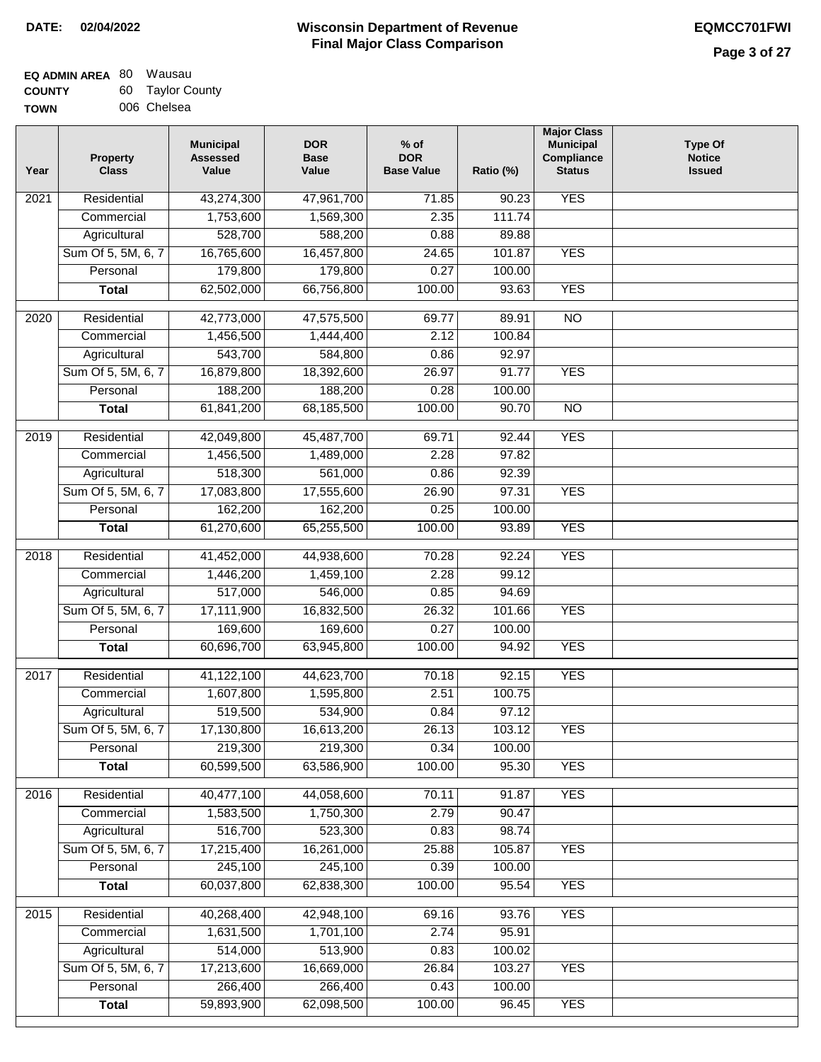**DATE:** 02/04/2022

# Wisconsin Department of Revenue Final Major Class Comparison

**EQMCC701FWI**

**EQ ADMIN AREA** 80 Wausau
**COUNTY** 60 Taylor County
**TOWN** 006 Chelsea

| Year | Property Class | Municipal Assessed Value | DOR Base Value | % of DOR Base Value | Ratio (%) | Major Class Municipal Compliance Status | Type Of Notice Issued |
|---|---|---|---|---|---|---|---|
| 2021 | Residential | 43,274,300 | 47,961,700 | 71.85 | 90.23 | YES | |
| | Commercial | 1,753,600 | 1,569,300 | 2.35 | 111.74 | | |
| | Agricultural | 528,700 | 588,200 | 0.88 | 89.88 | | |
| | Sum Of 5, 5M, 6, 7 | 16,765,600 | 16,457,800 | 24.65 | 101.87 | YES | |
| | Personal | 179,800 | 179,800 | 0.27 | 100.00 | | |
| | **Total** | 62,502,000 | 66,756,800 | 100.00 | 93.63 | YES | |
| 2020 | Residential | 42,773,000 | 47,575,500 | 69.77 | 89.91 | NO | |
| | Commercial | 1,456,500 | 1,444,400 | 2.12 | 100.84 | | |
| | Agricultural | 543,700 | 584,800 | 0.86 | 92.97 | | |
| | Sum Of 5, 5M, 6, 7 | 16,879,800 | 18,392,600 | 26.97 | 91.77 | YES | |
| | Personal | 188,200 | 188,200 | 0.28 | 100.00 | | |
| | **Total** | 61,841,200 | 68,185,500 | 100.00 | 90.70 | NO | |
| 2019 | Residential | 42,049,800 | 45,487,700 | 69.71 | 92.44 | YES | |
| | Commercial | 1,456,500 | 1,489,000 | 2.28 | 97.82 | | |
| | Agricultural | 518,300 | 561,000 | 0.86 | 92.39 | | |
| | Sum Of 5, 5M, 6, 7 | 17,083,800 | 17,555,600 | 26.90 | 97.31 | YES | |
| | Personal | 162,200 | 162,200 | 0.25 | 100.00 | | |
| | **Total** | 61,270,600 | 65,255,500 | 100.00 | 93.89 | YES | |
| 2018 | Residential | 41,452,000 | 44,938,600 | 70.28 | 92.24 | YES | |
| | Commercial | 1,446,200 | 1,459,100 | 2.28 | 99.12 | | |
| | Agricultural | 517,000 | 546,000 | 0.85 | 94.69 | | |
| | Sum Of 5, 5M, 6, 7 | 17,111,900 | 16,832,500 | 26.32 | 101.66 | YES | |
| | Personal | 169,600 | 169,600 | 0.27 | 100.00 | | |
| | **Total** | 60,696,700 | 63,945,800 | 100.00 | 94.92 | YES | |
| 2017 | Residential | 41,122,100 | 44,623,700 | 70.18 | 92.15 | YES | |
| | Commercial | 1,607,800 | 1,595,800 | 2.51 | 100.75 | | |
| | Agricultural | 519,500 | 534,900 | 0.84 | 97.12 | | |
| | Sum Of 5, 5M, 6, 7 | 17,130,800 | 16,613,200 | 26.13 | 103.12 | YES | |
| | Personal | 219,300 | 219,300 | 0.34 | 100.00 | | |
| | **Total** | 60,599,500 | 63,586,900 | 100.00 | 95.30 | YES | |
| 2016 | Residential | 40,477,100 | 44,058,600 | 70.11 | 91.87 | YES | |
| | Commercial | 1,583,500 | 1,750,300 | 2.79 | 90.47 | | |
| | Agricultural | 516,700 | 523,300 | 0.83 | 98.74 | | |
| | Sum Of 5, 5M, 6, 7 | 17,215,400 | 16,261,000 | 25.88 | 105.87 | YES | |
| | Personal | 245,100 | 245,100 | 0.39 | 100.00 | | |
| | **Total** | 60,037,800 | 62,838,300 | 100.00 | 95.54 | YES | |
| 2015 | Residential | 40,268,400 | 42,948,100 | 69.16 | 93.76 | YES | |
| | Commercial | 1,631,500 | 1,701,100 | 2.74 | 95.91 | | |
| | Agricultural | 514,000 | 513,900 | 0.83 | 100.02 | | |
| | Sum Of 5, 5M, 6, 7 | 17,213,600 | 16,669,000 | 26.84 | 103.27 | YES | |
| | Personal | 266,400 | 266,400 | 0.43 | 100.00 | | |
| | **Total** | 59,893,900 | 62,098,500 | 100.00 | 96.45 | YES | |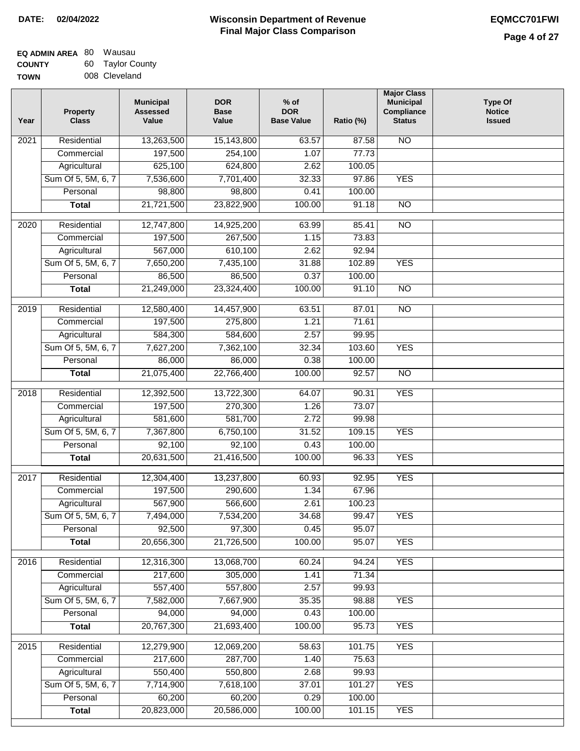**DATE: 02/04/2022**

# Wisconsin Department of Revenue
## Final Major Class Comparison

**EQMCC701FWI**

**EQ ADMIN AREA** 80 Wausau
**COUNTY** 60 Taylor County
**TOWN** 008 Cleveland

| Year | Property Class | Municipal Assessed Value | DOR Base Value | % of DOR Base Value | Ratio (%) | Major Class Municipal Compliance Status | Type Of Notice Issued |
|---|---|---|---|---|---|---|---|
| 2021 | Residential | 13,263,500 | 15,143,800 | 63.57 | 87.58 | NO | |
| | Commercial | 197,500 | 254,100 | 1.07 | 77.73 | | |
| | Agricultural | 625,100 | 624,800 | 2.62 | 100.05 | | |
| | Sum Of 5, 5M, 6, 7 | 7,536,600 | 7,701,400 | 32.33 | 97.86 | YES | |
| | Personal | 98,800 | 98,800 | 0.41 | 100.00 | | |
| | **Total** | 21,721,500 | 23,822,900 | 100.00 | 91.18 | NO | |
| 2020 | Residential | 12,747,800 | 14,925,200 | 63.99 | 85.41 | NO | |
| | Commercial | 197,500 | 267,500 | 1.15 | 73.83 | | |
| | Agricultural | 567,000 | 610,100 | 2.62 | 92.94 | | |
| | Sum Of 5, 5M, 6, 7 | 7,650,200 | 7,435,100 | 31.88 | 102.89 | YES | |
| | Personal | 86,500 | 86,500 | 0.37 | 100.00 | | |
| | **Total** | 21,249,000 | 23,324,400 | 100.00 | 91.10 | NO | |
| 2019 | Residential | 12,580,400 | 14,457,900 | 63.51 | 87.01 | NO | |
| | Commercial | 197,500 | 275,800 | 1.21 | 71.61 | | |
| | Agricultural | 584,300 | 584,600 | 2.57 | 99.95 | | |
| | Sum Of 5, 5M, 6, 7 | 7,627,200 | 7,362,100 | 32.34 | 103.60 | YES | |
| | Personal | 86,000 | 86,000 | 0.38 | 100.00 | | |
| | **Total** | 21,075,400 | 22,766,400 | 100.00 | 92.57 | NO | |
| 2018 | Residential | 12,392,500 | 13,722,300 | 64.07 | 90.31 | YES | |
| | Commercial | 197,500 | 270,300 | 1.26 | 73.07 | | |
| | Agricultural | 581,600 | 581,700 | 2.72 | 99.98 | | |
| | Sum Of 5, 5M, 6, 7 | 7,367,800 | 6,750,100 | 31.52 | 109.15 | YES | |
| | Personal | 92,100 | 92,100 | 0.43 | 100.00 | | |
| | **Total** | 20,631,500 | 21,416,500 | 100.00 | 96.33 | YES | |
| 2017 | Residential | 12,304,400 | 13,237,800 | 60.93 | 92.95 | YES | |
| | Commercial | 197,500 | 290,600 | 1.34 | 67.96 | | |
| | Agricultural | 567,900 | 566,600 | 2.61 | 100.23 | | |
| | Sum Of 5, 5M, 6, 7 | 7,494,000 | 7,534,200 | 34.68 | 99.47 | YES | |
| | Personal | 92,500 | 97,300 | 0.45 | 95.07 | | |
| | **Total** | 20,656,300 | 21,726,500 | 100.00 | 95.07 | YES | |
| 2016 | Residential | 12,316,300 | 13,068,700 | 60.24 | 94.24 | YES | |
| | Commercial | 217,600 | 305,000 | 1.41 | 71.34 | | |
| | Agricultural | 557,400 | 557,800 | 2.57 | 99.93 | | |
| | Sum Of 5, 5M, 6, 7 | 7,582,000 | 7,667,900 | 35.35 | 98.88 | YES | |
| | Personal | 94,000 | 94,000 | 0.43 | 100.00 | | |
| | **Total** | 20,767,300 | 21,693,400 | 100.00 | 95.73 | YES | |
| 2015 | Residential | 12,279,900 | 12,069,200 | 58.63 | 101.75 | YES | |
| | Commercial | 217,600 | 287,700 | 1.40 | 75.63 | | |
| | Agricultural | 550,400 | 550,800 | 2.68 | 99.93 | | |
| | Sum Of 5, 5M, 6, 7 | 7,714,900 | 7,618,100 | 37.01 | 101.27 | YES | |
| | Personal | 60,200 | 60,200 | 0.29 | 100.00 | | |
| | **Total** | 20,823,000 | 20,586,000 | 100.00 | 101.15 | YES | |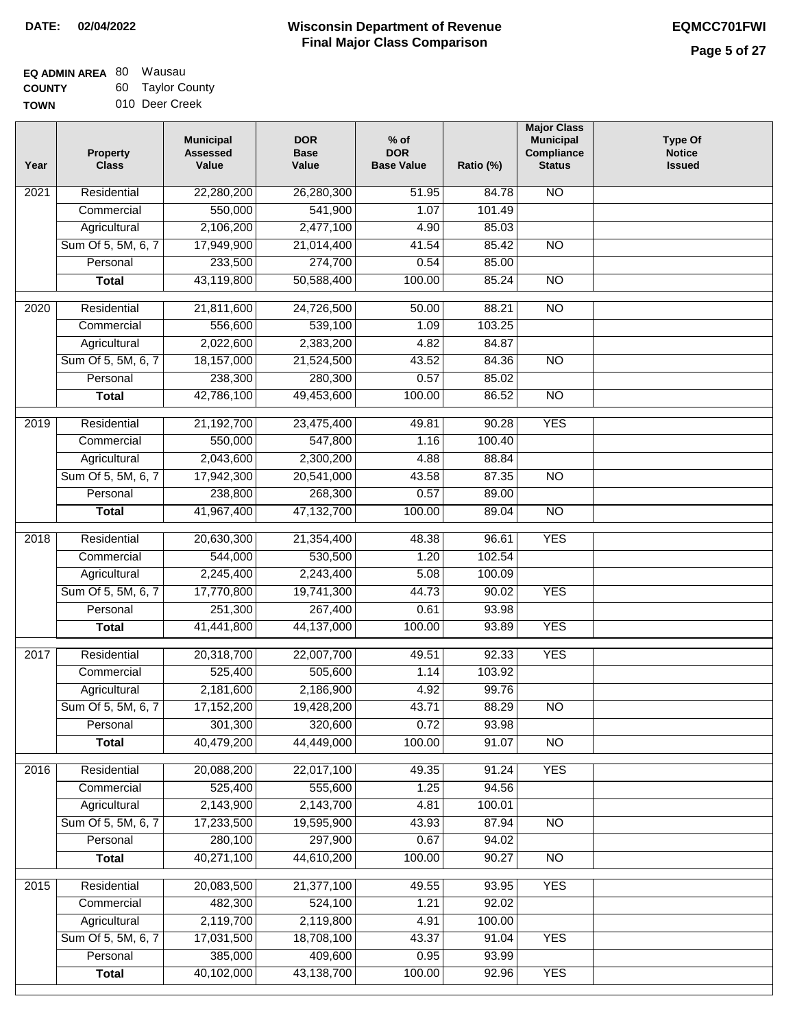**DATE:** 02/04/2022

# Wisconsin Department of Revenue
## Final Major Class Comparison

**EQMCC701FWI**

**EQ ADMIN AREA** 80 Wausau
**COUNTY** 60 Taylor County
**TOWN** 010 Deer Creek

| Year | Property Class | Municipal Assessed Value | DOR Base Value | % of DOR Base Value | Ratio (%) | Major Class Municipal Compliance Status | Type Of Notice Issued |
|---|---|---|---|---|---|---|---|
| 2021 | Residential | 22,280,200 | 26,280,300 | 51.95 | 84.78 | NO | |
| | Commercial | 550,000 | 541,900 | 1.07 | 101.49 | | |
| | Agricultural | 2,106,200 | 2,477,100 | 4.90 | 85.03 | | |
| | Sum Of 5, 5M, 6, 7 | 17,949,900 | 21,014,400 | 41.54 | 85.42 | NO | |
| | Personal | 233,500 | 274,700 | 0.54 | 85.00 | | |
| | **Total** | 43,119,800 | 50,588,400 | 100.00 | 85.24 | NO | |
| 2020 | Residential | 21,811,600 | 24,726,500 | 50.00 | 88.21 | NO | |
| | Commercial | 556,600 | 539,100 | 1.09 | 103.25 | | |
| | Agricultural | 2,022,600 | 2,383,200 | 4.82 | 84.87 | | |
| | Sum Of 5, 5M, 6, 7 | 18,157,000 | 21,524,500 | 43.52 | 84.36 | NO | |
| | Personal | 238,300 | 280,300 | 0.57 | 85.02 | | |
| | **Total** | 42,786,100 | 49,453,600 | 100.00 | 86.52 | NO | |
| 2019 | Residential | 21,192,700 | 23,475,400 | 49.81 | 90.28 | YES | |
| | Commercial | 550,000 | 547,800 | 1.16 | 100.40 | | |
| | Agricultural | 2,043,600 | 2,300,200 | 4.88 | 88.84 | | |
| | Sum Of 5, 5M, 6, 7 | 17,942,300 | 20,541,000 | 43.58 | 87.35 | NO | |
| | Personal | 238,800 | 268,300 | 0.57 | 89.00 | | |
| | **Total** | 41,967,400 | 47,132,700 | 100.00 | 89.04 | NO | |
| 2018 | Residential | 20,630,300 | 21,354,400 | 48.38 | 96.61 | YES | |
| | Commercial | 544,000 | 530,500 | 1.20 | 102.54 | | |
| | Agricultural | 2,245,400 | 2,243,400 | 5.08 | 100.09 | | |
| | Sum Of 5, 5M, 6, 7 | 17,770,800 | 19,741,300 | 44.73 | 90.02 | YES | |
| | Personal | 251,300 | 267,400 | 0.61 | 93.98 | | |
| | **Total** | 41,441,800 | 44,137,000 | 100.00 | 93.89 | YES | |
| 2017 | Residential | 20,318,700 | 22,007,700 | 49.51 | 92.33 | YES | |
| | Commercial | 525,400 | 505,600 | 1.14 | 103.92 | | |
| | Agricultural | 2,181,600 | 2,186,900 | 4.92 | 99.76 | | |
| | Sum Of 5, 5M, 6, 7 | 17,152,200 | 19,428,200 | 43.71 | 88.29 | NO | |
| | Personal | 301,300 | 320,600 | 0.72 | 93.98 | | |
| | **Total** | 40,479,200 | 44,449,000 | 100.00 | 91.07 | NO | |
| 2016 | Residential | 20,088,200 | 22,017,100 | 49.35 | 91.24 | YES | |
| | Commercial | 525,400 | 555,600 | 1.25 | 94.56 | | |
| | Agricultural | 2,143,900 | 2,143,700 | 4.81 | 100.01 | | |
| | Sum Of 5, 5M, 6, 7 | 17,233,500 | 19,595,900 | 43.93 | 87.94 | NO | |
| | Personal | 280,100 | 297,900 | 0.67 | 94.02 | | |
| | **Total** | 40,271,100 | 44,610,200 | 100.00 | 90.27 | NO | |
| 2015 | Residential | 20,083,500 | 21,377,100 | 49.55 | 93.95 | YES | |
| | Commercial | 482,300 | 524,100 | 1.21 | 92.02 | | |
| | Agricultural | 2,119,700 | 2,119,800 | 4.91 | 100.00 | | |
| | Sum Of 5, 5M, 6, 7 | 17,031,500 | 18,708,100 | 43.37 | 91.04 | YES | |
| | Personal | 385,000 | 409,600 | 0.95 | 93.99 | | |
| | **Total** | 40,102,000 | 43,138,700 | 100.00 | 92.96 | YES | |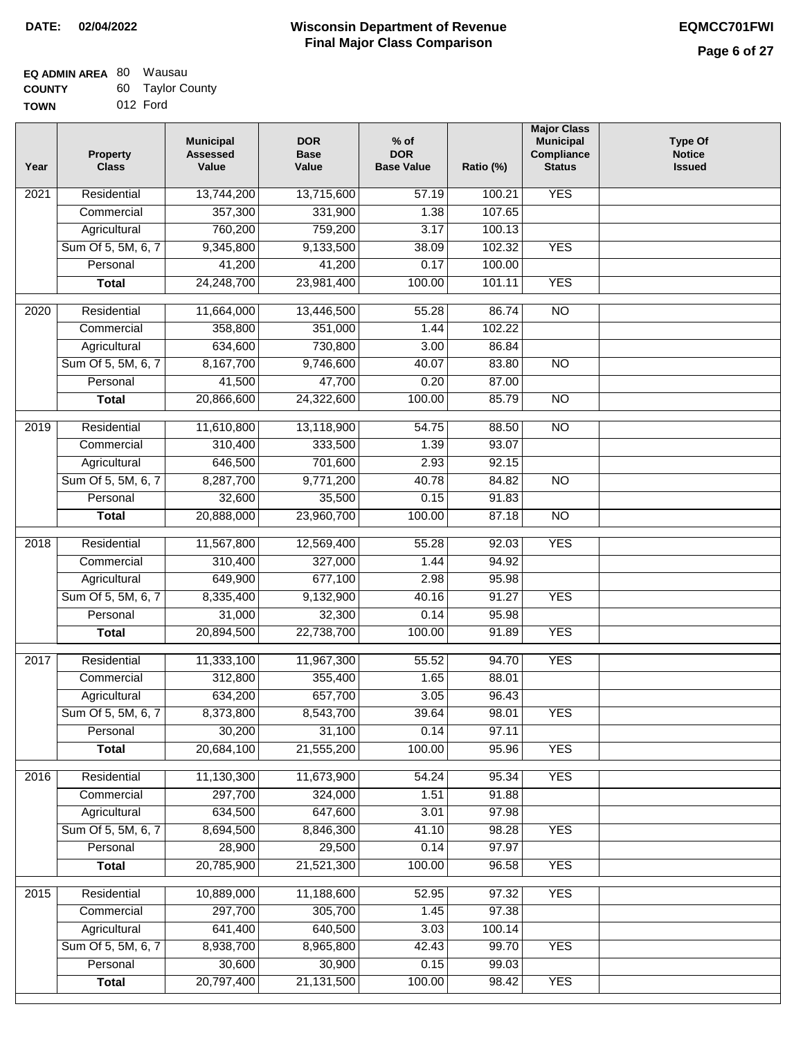**DATE: 02/04/2022**

# Wisconsin Department of Revenue
## Final Major Class Comparison

**EQMCC701FWI**

**EQ ADMIN AREA** 80 Wausau
**COUNTY** 60 Taylor County
**TOWN** 012 Ford

| Year | Property Class | Municipal Assessed Value | DOR Base Value | % of DOR Base Value | Ratio (%) | Major Class Municipal Compliance Status | Type Of Notice Issued |
|---|---|---|---|---|---|---|---|
| 2021 | Residential | 13,744,200 | 13,715,600 | 57.19 | 100.21 | YES | |
| | Commercial | 357,300 | 331,900 | 1.38 | 107.65 | | |
| | Agricultural | 760,200 | 759,200 | 3.17 | 100.13 | | |
| | Sum Of 5, 5M, 6, 7 | 9,345,800 | 9,133,500 | 38.09 | 102.32 | YES | |
| | Personal | 41,200 | 41,200 | 0.17 | 100.00 | | |
| | **Total** | 24,248,700 | 23,981,400 | 100.00 | 101.11 | YES | |
| 2020 | Residential | 11,664,000 | 13,446,500 | 55.28 | 86.74 | NO | |
| | Commercial | 358,800 | 351,000 | 1.44 | 102.22 | | |
| | Agricultural | 634,600 | 730,800 | 3.00 | 86.84 | | |
| | Sum Of 5, 5M, 6, 7 | 8,167,700 | 9,746,600 | 40.07 | 83.80 | NO | |
| | Personal | 41,500 | 47,700 | 0.20 | 87.00 | | |
| | **Total** | 20,866,600 | 24,322,600 | 100.00 | 85.79 | NO | |
| 2019 | Residential | 11,610,800 | 13,118,900 | 54.75 | 88.50 | NO | |
| | Commercial | 310,400 | 333,500 | 1.39 | 93.07 | | |
| | Agricultural | 646,500 | 701,600 | 2.93 | 92.15 | | |
| | Sum Of 5, 5M, 6, 7 | 8,287,700 | 9,771,200 | 40.78 | 84.82 | NO | |
| | Personal | 32,600 | 35,500 | 0.15 | 91.83 | | |
| | **Total** | 20,888,000 | 23,960,700 | 100.00 | 87.18 | NO | |
| 2018 | Residential | 11,567,800 | 12,569,400 | 55.28 | 92.03 | YES | |
| | Commercial | 310,400 | 327,000 | 1.44 | 94.92 | | |
| | Agricultural | 649,900 | 677,100 | 2.98 | 95.98 | | |
| | Sum Of 5, 5M, 6, 7 | 8,335,400 | 9,132,900 | 40.16 | 91.27 | YES | |
| | Personal | 31,000 | 32,300 | 0.14 | 95.98 | | |
| | **Total** | 20,894,500 | 22,738,700 | 100.00 | 91.89 | YES | |
| 2017 | Residential | 11,333,100 | 11,967,300 | 55.52 | 94.70 | YES | |
| | Commercial | 312,800 | 355,400 | 1.65 | 88.01 | | |
| | Agricultural | 634,200 | 657,700 | 3.05 | 96.43 | | |
| | Sum Of 5, 5M, 6, 7 | 8,373,800 | 8,543,700 | 39.64 | 98.01 | YES | |
| | Personal | 30,200 | 31,100 | 0.14 | 97.11 | | |
| | **Total** | 20,684,100 | 21,555,200 | 100.00 | 95.96 | YES | |
| 2016 | Residential | 11,130,300 | 11,673,900 | 54.24 | 95.34 | YES | |
| | Commercial | 297,700 | 324,000 | 1.51 | 91.88 | | |
| | Agricultural | 634,500 | 647,600 | 3.01 | 97.98 | | |
| | Sum Of 5, 5M, 6, 7 | 8,694,500 | 8,846,300 | 41.10 | 98.28 | YES | |
| | Personal | 28,900 | 29,500 | 0.14 | 97.97 | | |
| | **Total** | 20,785,900 | 21,521,300 | 100.00 | 96.58 | YES | |
| 2015 | Residential | 10,889,000 | 11,188,600 | 52.95 | 97.32 | YES | |
| | Commercial | 297,700 | 305,700 | 1.45 | 97.38 | | |
| | Agricultural | 641,400 | 640,500 | 3.03 | 100.14 | | |
| | Sum Of 5, 5M, 6, 7 | 8,938,700 | 8,965,800 | 42.43 | 99.70 | YES | |
| | Personal | 30,600 | 30,900 | 0.15 | 99.03 | | |
| | **Total** | 20,797,400 | 21,131,500 | 100.00 | 98.42 | YES | |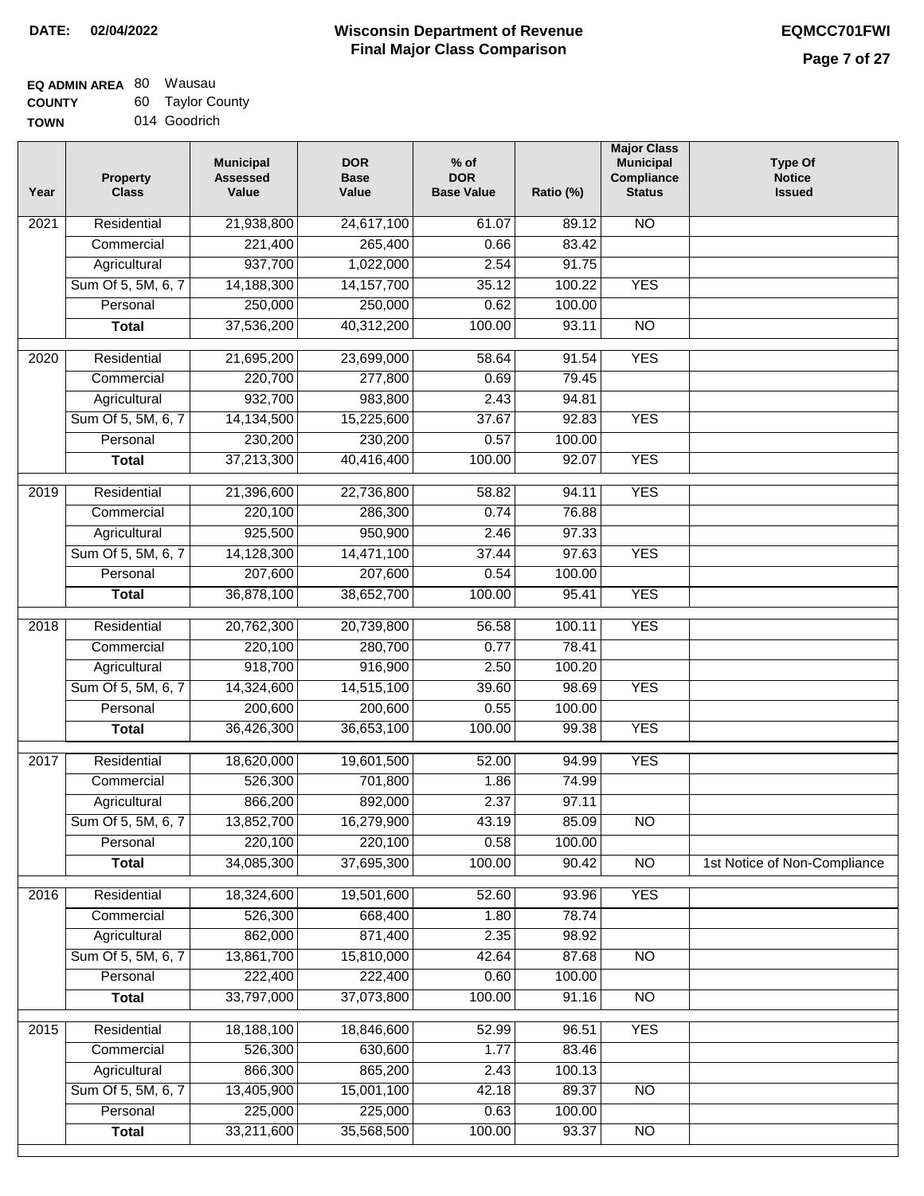**DATE:** 02/04/2022

# Wisconsin Department of Revenue
## Final Major Class Comparison

**EQMCC701FWI**

**EQ ADMIN AREA** 80 Wausau
**COUNTY** 60 Taylor County
**TOWN** 014 Goodrich

| Year | Property Class | Municipal Assessed Value | DOR Base Value | % of DOR Base Value | Ratio (%) | Major Class Municipal Compliance Status | Type Of Notice Issued |
|---|---|---|---|---|---|---|---|
| 2021 | Residential | 21,938,800 | 24,617,100 | 61.07 | 89.12 | NO | |
| | Commercial | 221,400 | 265,400 | 0.66 | 83.42 | | |
| | Agricultural | 937,700 | 1,022,000 | 2.54 | 91.75 | | |
| | Sum Of 5, 5M, 6, 7 | 14,188,300 | 14,157,700 | 35.12 | 100.22 | YES | |
| | Personal | 250,000 | 250,000 | 0.62 | 100.00 | | |
| | **Total** | 37,536,200 | 40,312,200 | 100.00 | 93.11 | NO | |
| 2020 | Residential | 21,695,200 | 23,699,000 | 58.64 | 91.54 | YES | |
| | Commercial | 220,700 | 277,800 | 0.69 | 79.45 | | |
| | Agricultural | 932,700 | 983,800 | 2.43 | 94.81 | | |
| | Sum Of 5, 5M, 6, 7 | 14,134,500 | 15,225,600 | 37.67 | 92.83 | YES | |
| | Personal | 230,200 | 230,200 | 0.57 | 100.00 | | |
| | **Total** | 37,213,300 | 40,416,400 | 100.00 | 92.07 | YES | |
| 2019 | Residential | 21,396,600 | 22,736,800 | 58.82 | 94.11 | YES | |
| | Commercial | 220,100 | 286,300 | 0.74 | 76.88 | | |
| | Agricultural | 925,500 | 950,900 | 2.46 | 97.33 | | |
| | Sum Of 5, 5M, 6, 7 | 14,128,300 | 14,471,100 | 37.44 | 97.63 | YES | |
| | Personal | 207,600 | 207,600 | 0.54 | 100.00 | | |
| | **Total** | 36,878,100 | 38,652,700 | 100.00 | 95.41 | YES | |
| 2018 | Residential | 20,762,300 | 20,739,800 | 56.58 | 100.11 | YES | |
| | Commercial | 220,100 | 280,700 | 0.77 | 78.41 | | |
| | Agricultural | 918,700 | 916,900 | 2.50 | 100.20 | | |
| | Sum Of 5, 5M, 6, 7 | 14,324,600 | 14,515,100 | 39.60 | 98.69 | YES | |
| | Personal | 200,600 | 200,600 | 0.55 | 100.00 | | |
| | **Total** | 36,426,300 | 36,653,100 | 100.00 | 99.38 | YES | |
| 2017 | Residential | 18,620,000 | 19,601,500 | 52.00 | 94.99 | YES | |
| | Commercial | 526,300 | 701,800 | 1.86 | 74.99 | | |
| | Agricultural | 866,200 | 892,000 | 2.37 | 97.11 | | |
| | Sum Of 5, 5M, 6, 7 | 13,852,700 | 16,279,900 | 43.19 | 85.09 | NO | |
| | Personal | 220,100 | 220,100 | 0.58 | 100.00 | | |
| | **Total** | 34,085,300 | 37,695,300 | 100.00 | 90.42 | NO | 1st Notice of Non-Compliance |
| 2016 | Residential | 18,324,600 | 19,501,600 | 52.60 | 93.96 | YES | |
| | Commercial | 526,300 | 668,400 | 1.80 | 78.74 | | |
| | Agricultural | 862,000 | 871,400 | 2.35 | 98.92 | | |
| | Sum Of 5, 5M, 6, 7 | 13,861,700 | 15,810,000 | 42.64 | 87.68 | NO | |
| | Personal | 222,400 | 222,400 | 0.60 | 100.00 | | |
| | **Total** | 33,797,000 | 37,073,800 | 100.00 | 91.16 | NO | |
| 2015 | Residential | 18,188,100 | 18,846,600 | 52.99 | 96.51 | YES | |
| | Commercial | 526,300 | 630,600 | 1.77 | 83.46 | | |
| | Agricultural | 866,300 | 865,200 | 2.43 | 100.13 | | |
| | Sum Of 5, 5M, 6, 7 | 13,405,900 | 15,001,100 | 42.18 | 89.37 | NO | |
| | Personal | 225,000 | 225,000 | 0.63 | 100.00 | | |
| | **Total** | 33,211,600 | 35,568,500 | 100.00 | 93.37 | NO | |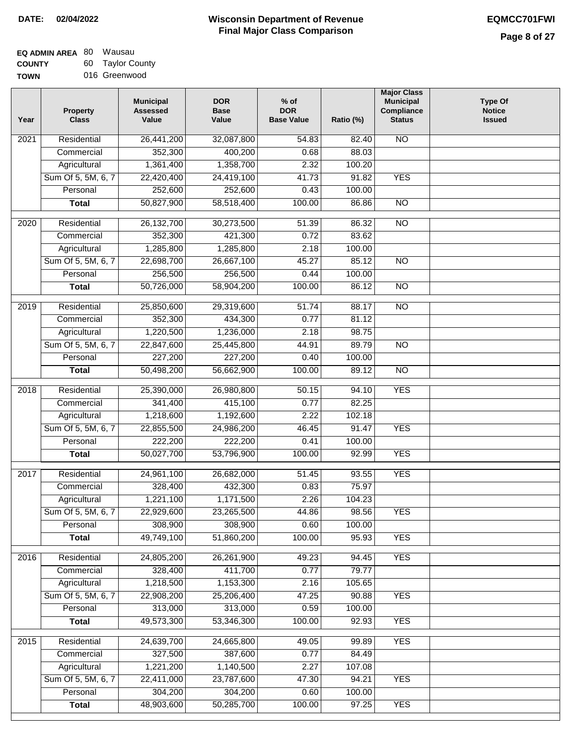**DATE:** 02/04/2022

# Wisconsin Department of Revenue
## Final Major Class Comparison

**EQMCC701FWI**

**EQ ADMIN AREA** 80 Wausau
**COUNTY** 60 Taylor County
**TOWN** 016 Greenwood

| Year | Property Class | Municipal Assessed Value | DOR Base Value | % of DOR Base Value | Ratio (%) | Major Class Municipal Compliance Status | Type Of Notice Issued |
|---|---|---|---|---|---|---|---|
| 2021 | Residential | 26,441,200 | 32,087,800 | 54.83 | 82.40 | NO | |
| | Commercial | 352,300 | 400,200 | 0.68 | 88.03 | | |
| | Agricultural | 1,361,400 | 1,358,700 | 2.32 | 100.20 | | |
| | Sum Of 5, 5M, 6, 7 | 22,420,400 | 24,419,100 | 41.73 | 91.82 | YES | |
| | Personal | 252,600 | 252,600 | 0.43 | 100.00 | | |
| | **Total** | 50,827,900 | 58,518,400 | 100.00 | 86.86 | NO | |
| 2020 | Residential | 26,132,700 | 30,273,500 | 51.39 | 86.32 | NO | |
| | Commercial | 352,300 | 421,300 | 0.72 | 83.62 | | |
| | Agricultural | 1,285,800 | 1,285,800 | 2.18 | 100.00 | | |
| | Sum Of 5, 5M, 6, 7 | 22,698,700 | 26,667,100 | 45.27 | 85.12 | NO | |
| | Personal | 256,500 | 256,500 | 0.44 | 100.00 | | |
| | **Total** | 50,726,000 | 58,904,200 | 100.00 | 86.12 | NO | |
| 2019 | Residential | 25,850,600 | 29,319,600 | 51.74 | 88.17 | NO | |
| | Commercial | 352,300 | 434,300 | 0.77 | 81.12 | | |
| | Agricultural | 1,220,500 | 1,236,000 | 2.18 | 98.75 | | |
| | Sum Of 5, 5M, 6, 7 | 22,847,600 | 25,445,800 | 44.91 | 89.79 | NO | |
| | Personal | 227,200 | 227,200 | 0.40 | 100.00 | | |
| | **Total** | 50,498,200 | 56,662,900 | 100.00 | 89.12 | NO | |
| 2018 | Residential | 25,390,000 | 26,980,800 | 50.15 | 94.10 | YES | |
| | Commercial | 341,400 | 415,100 | 0.77 | 82.25 | | |
| | Agricultural | 1,218,600 | 1,192,600 | 2.22 | 102.18 | | |
| | Sum Of 5, 5M, 6, 7 | 22,855,500 | 24,986,200 | 46.45 | 91.47 | YES | |
| | Personal | 222,200 | 222,200 | 0.41 | 100.00 | | |
| | **Total** | 50,027,700 | 53,796,900 | 100.00 | 92.99 | YES | |
| 2017 | Residential | 24,961,100 | 26,682,000 | 51.45 | 93.55 | YES | |
| | Commercial | 328,400 | 432,300 | 0.83 | 75.97 | | |
| | Agricultural | 1,221,100 | 1,171,500 | 2.26 | 104.23 | | |
| | Sum Of 5, 5M, 6, 7 | 22,929,600 | 23,265,500 | 44.86 | 98.56 | YES | |
| | Personal | 308,900 | 308,900 | 0.60 | 100.00 | | |
| | **Total** | 49,749,100 | 51,860,200 | 100.00 | 95.93 | YES | |
| 2016 | Residential | 24,805,200 | 26,261,900 | 49.23 | 94.45 | YES | |
| | Commercial | 328,400 | 411,700 | 0.77 | 79.77 | | |
| | Agricultural | 1,218,500 | 1,153,300 | 2.16 | 105.65 | | |
| | Sum Of 5, 5M, 6, 7 | 22,908,200 | 25,206,400 | 47.25 | 90.88 | YES | |
| | Personal | 313,000 | 313,000 | 0.59 | 100.00 | | |
| | **Total** | 49,573,300 | 53,346,300 | 100.00 | 92.93 | YES | |
| 2015 | Residential | 24,639,700 | 24,665,800 | 49.05 | 99.89 | YES | |
| | Commercial | 327,500 | 387,600 | 0.77 | 84.49 | | |
| | Agricultural | 1,221,200 | 1,140,500 | 2.27 | 107.08 | | |
| | Sum Of 5, 5M, 6, 7 | 22,411,000 | 23,787,600 | 47.30 | 94.21 | YES | |
| | Personal | 304,200 | 304,200 | 0.60 | 100.00 | | |
| | **Total** | 48,903,600 | 50,285,700 | 100.00 | 97.25 | YES | |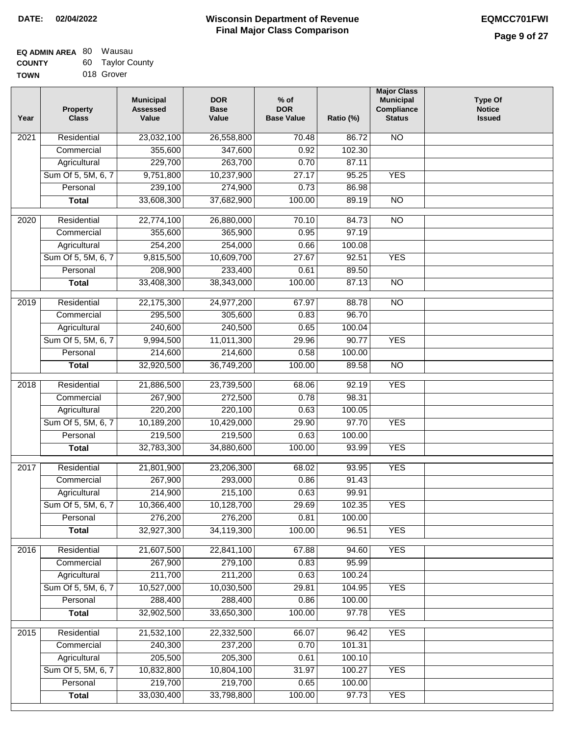**DATE:** 02/04/2022

# Wisconsin Department of Revenue
## Final Major Class Comparison

**EQMCC701FWI**

**EQ ADMIN AREA** 80 Wausau
**COUNTY** 60 Taylor County
**TOWN** 018 Grover

| Year | Property Class | Municipal Assessed Value | DOR Base Value | % of DOR Base Value | Ratio (%) | Major Class Municipal Compliance Status | Type Of Notice Issued |
|---|---|---|---|---|---|---|---|
| 2021 | Residential | 23,032,100 | 26,558,800 | 70.48 | 86.72 | NO | |
| | Commercial | 355,600 | 347,600 | 0.92 | 102.30 | | |
| | Agricultural | 229,700 | 263,700 | 0.70 | 87.11 | | |
| | Sum Of 5, 5M, 6, 7 | 9,751,800 | 10,237,900 | 27.17 | 95.25 | YES | |
| | Personal | 239,100 | 274,900 | 0.73 | 86.98 | | |
| | **Total** | 33,608,300 | 37,682,900 | 100.00 | 89.19 | NO | |
| 2020 | Residential | 22,774,100 | 26,880,000 | 70.10 | 84.73 | NO | |
| | Commercial | 355,600 | 365,900 | 0.95 | 97.19 | | |
| | Agricultural | 254,200 | 254,000 | 0.66 | 100.08 | | |
| | Sum Of 5, 5M, 6, 7 | 9,815,500 | 10,609,700 | 27.67 | 92.51 | YES | |
| | Personal | 208,900 | 233,400 | 0.61 | 89.50 | | |
| | **Total** | 33,408,300 | 38,343,000 | 100.00 | 87.13 | NO | |
| 2019 | Residential | 22,175,300 | 24,977,200 | 67.97 | 88.78 | NO | |
| | Commercial | 295,500 | 305,600 | 0.83 | 96.70 | | |
| | Agricultural | 240,600 | 240,500 | 0.65 | 100.04 | | |
| | Sum Of 5, 5M, 6, 7 | 9,994,500 | 11,011,300 | 29.96 | 90.77 | YES | |
| | Personal | 214,600 | 214,600 | 0.58 | 100.00 | | |
| | **Total** | 32,920,500 | 36,749,200 | 100.00 | 89.58 | NO | |
| 2018 | Residential | 21,886,500 | 23,739,500 | 68.06 | 92.19 | YES | |
| | Commercial | 267,900 | 272,500 | 0.78 | 98.31 | | |
| | Agricultural | 220,200 | 220,100 | 0.63 | 100.05 | | |
| | Sum Of 5, 5M, 6, 7 | 10,189,200 | 10,429,000 | 29.90 | 97.70 | YES | |
| | Personal | 219,500 | 219,500 | 0.63 | 100.00 | | |
| | **Total** | 32,783,300 | 34,880,600 | 100.00 | 93.99 | YES | |
| 2017 | Residential | 21,801,900 | 23,206,300 | 68.02 | 93.95 | YES | |
| | Commercial | 267,900 | 293,000 | 0.86 | 91.43 | | |
| | Agricultural | 214,900 | 215,100 | 0.63 | 99.91 | | |
| | Sum Of 5, 5M, 6, 7 | 10,366,400 | 10,128,700 | 29.69 | 102.35 | YES | |
| | Personal | 276,200 | 276,200 | 0.81 | 100.00 | | |
| | **Total** | 32,927,300 | 34,119,300 | 100.00 | 96.51 | YES | |
| 2016 | Residential | 21,607,500 | 22,841,100 | 67.88 | 94.60 | YES | |
| | Commercial | 267,900 | 279,100 | 0.83 | 95.99 | | |
| | Agricultural | 211,700 | 211,200 | 0.63 | 100.24 | | |
| | Sum Of 5, 5M, 6, 7 | 10,527,000 | 10,030,500 | 29.81 | 104.95 | YES | |
| | Personal | 288,400 | 288,400 | 0.86 | 100.00 | | |
| | **Total** | 32,902,500 | 33,650,300 | 100.00 | 97.78 | YES | |
| 2015 | Residential | 21,532,100 | 22,332,500 | 66.07 | 96.42 | YES | |
| | Commercial | 240,300 | 237,200 | 0.70 | 101.31 | | |
| | Agricultural | 205,500 | 205,300 | 0.61 | 100.10 | | |
| | Sum Of 5, 5M, 6, 7 | 10,832,800 | 10,804,100 | 31.97 | 100.27 | YES | |
| | Personal | 219,700 | 219,700 | 0.65 | 100.00 | | |
| | **Total** | 33,030,400 | 33,798,800 | 100.00 | 97.73 | YES | |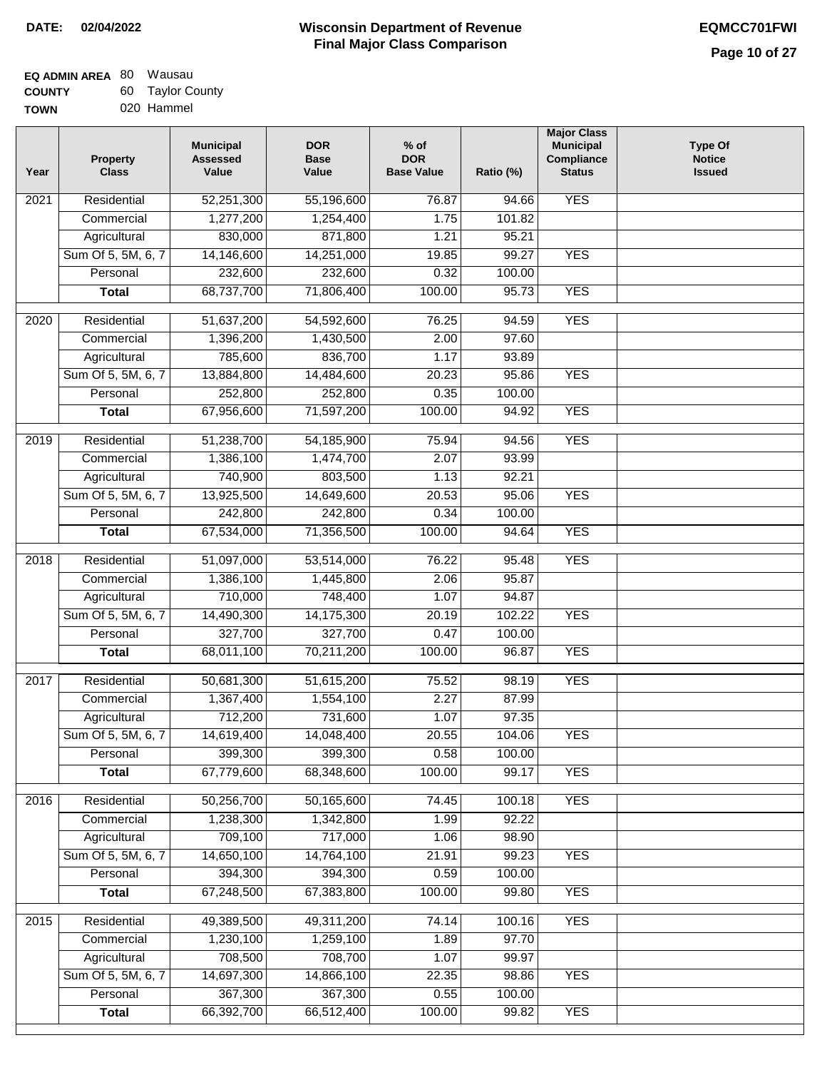**DATE:** 02/04/2022

# Wisconsin Department of Revenue
## Final Major Class Comparison

**EQMCC701FWI**

**EQ ADMIN AREA** 80 Wausau
**COUNTY** 60 Taylor County
**TOWN** 020 Hammel

| Year | Property Class | Municipal Assessed Value | DOR Base Value | % of DOR Base Value | Ratio (%) | Major Class Municipal Compliance Status | Type Of Notice Issued |
|---|---|---|---|---|---|---|---|
| 2021 | Residential | 52,251,300 | 55,196,600 | 76.87 | 94.66 | YES | |
| | Commercial | 1,277,200 | 1,254,400 | 1.75 | 101.82 | | |
| | Agricultural | 830,000 | 871,800 | 1.21 | 95.21 | | |
| | Sum Of 5, 5M, 6, 7 | 14,146,600 | 14,251,000 | 19.85 | 99.27 | YES | |
| | Personal | 232,600 | 232,600 | 0.32 | 100.00 | | |
| | **Total** | 68,737,700 | 71,806,400 | 100.00 | 95.73 | YES | |
| 2020 | Residential | 51,637,200 | 54,592,600 | 76.25 | 94.59 | YES | |
| | Commercial | 1,396,200 | 1,430,500 | 2.00 | 97.60 | | |
| | Agricultural | 785,600 | 836,700 | 1.17 | 93.89 | | |
| | Sum Of 5, 5M, 6, 7 | 13,884,800 | 14,484,600 | 20.23 | 95.86 | YES | |
| | Personal | 252,800 | 252,800 | 0.35 | 100.00 | | |
| | **Total** | 67,956,600 | 71,597,200 | 100.00 | 94.92 | YES | |
| 2019 | Residential | 51,238,700 | 54,185,900 | 75.94 | 94.56 | YES | |
| | Commercial | 1,386,100 | 1,474,700 | 2.07 | 93.99 | | |
| | Agricultural | 740,900 | 803,500 | 1.13 | 92.21 | | |
| | Sum Of 5, 5M, 6, 7 | 13,925,500 | 14,649,600 | 20.53 | 95.06 | YES | |
| | Personal | 242,800 | 242,800 | 0.34 | 100.00 | | |
| | **Total** | 67,534,000 | 71,356,500 | 100.00 | 94.64 | YES | |
| 2018 | Residential | 51,097,000 | 53,514,000 | 76.22 | 95.48 | YES | |
| | Commercial | 1,386,100 | 1,445,800 | 2.06 | 95.87 | | |
| | Agricultural | 710,000 | 748,400 | 1.07 | 94.87 | | |
| | Sum Of 5, 5M, 6, 7 | 14,490,300 | 14,175,300 | 20.19 | 102.22 | YES | |
| | Personal | 327,700 | 327,700 | 0.47 | 100.00 | | |
| | **Total** | 68,011,100 | 70,211,200 | 100.00 | 96.87 | YES | |
| 2017 | Residential | 50,681,300 | 51,615,200 | 75.52 | 98.19 | YES | |
| | Commercial | 1,367,400 | 1,554,100 | 2.27 | 87.99 | | |
| | Agricultural | 712,200 | 731,600 | 1.07 | 97.35 | | |
| | Sum Of 5, 5M, 6, 7 | 14,619,400 | 14,048,400 | 20.55 | 104.06 | YES | |
| | Personal | 399,300 | 399,300 | 0.58 | 100.00 | | |
| | **Total** | 67,779,600 | 68,348,600 | 100.00 | 99.17 | YES | |
| 2016 | Residential | 50,256,700 | 50,165,600 | 74.45 | 100.18 | YES | |
| | Commercial | 1,238,300 | 1,342,800 | 1.99 | 92.22 | | |
| | Agricultural | 709,100 | 717,000 | 1.06 | 98.90 | | |
| | Sum Of 5, 5M, 6, 7 | 14,650,100 | 14,764,100 | 21.91 | 99.23 | YES | |
| | Personal | 394,300 | 394,300 | 0.59 | 100.00 | | |
| | **Total** | 67,248,500 | 67,383,800 | 100.00 | 99.80 | YES | |
| 2015 | Residential | 49,389,500 | 49,311,200 | 74.14 | 100.16 | YES | |
| | Commercial | 1,230,100 | 1,259,100 | 1.89 | 97.70 | | |
| | Agricultural | 708,500 | 708,700 | 1.07 | 99.97 | | |
| | Sum Of 5, 5M, 6, 7 | 14,697,300 | 14,866,100 | 22.35 | 98.86 | YES | |
| | Personal | 367,300 | 367,300 | 0.55 | 100.00 | | |
| | **Total** | 66,392,700 | 66,512,400 | 100.00 | 99.82 | YES | |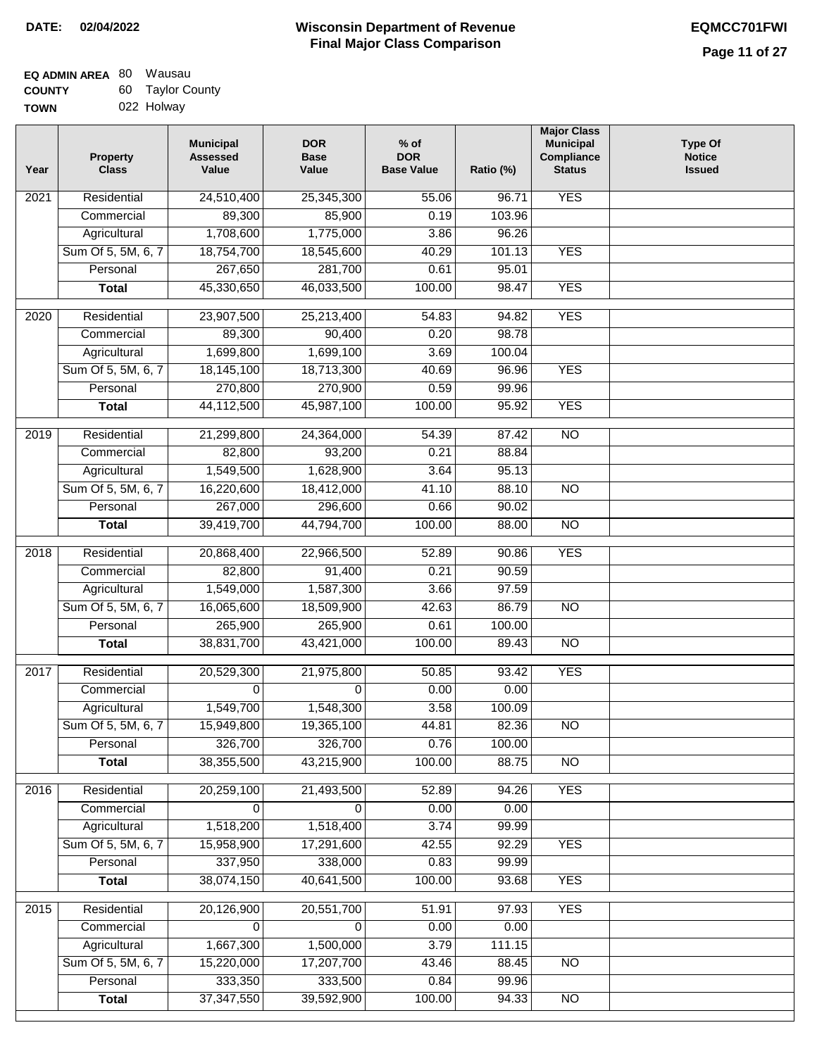**DATE:** 02/04/2022

# Wisconsin Department of Revenue
## Final Major Class Comparison

**EQMCC701FWI**

**EQ ADMIN AREA** 80 Wausau
**COUNTY** 60 Taylor County
**TOWN** 022 Holway

| Year | Property Class | Municipal Assessed Value | DOR Base Value | % of DOR Base Value | Ratio (%) | Major Class Municipal Compliance Status | Type Of Notice Issued |
|---|---|---|---|---|---|---|---|
| 2021 | Residential | 24,510,400 | 25,345,300 | 55.06 | 96.71 | YES | |
| | Commercial | 89,300 | 85,900 | 0.19 | 103.96 | | |
| | Agricultural | 1,708,600 | 1,775,000 | 3.86 | 96.26 | | |
| | Sum Of 5, 5M, 6, 7 | 18,754,700 | 18,545,600 | 40.29 | 101.13 | YES | |
| | Personal | 267,650 | 281,700 | 0.61 | 95.01 | | |
| | **Total** | 45,330,650 | 46,033,500 | 100.00 | 98.47 | YES | |
| 2020 | Residential | 23,907,500 | 25,213,400 | 54.83 | 94.82 | YES | |
| | Commercial | 89,300 | 90,400 | 0.20 | 98.78 | | |
| | Agricultural | 1,699,800 | 1,699,100 | 3.69 | 100.04 | | |
| | Sum Of 5, 5M, 6, 7 | 18,145,100 | 18,713,300 | 40.69 | 96.96 | YES | |
| | Personal | 270,800 | 270,900 | 0.59 | 99.96 | | |
| | **Total** | 44,112,500 | 45,987,100 | 100.00 | 95.92 | YES | |
| 2019 | Residential | 21,299,800 | 24,364,000 | 54.39 | 87.42 | NO | |
| | Commercial | 82,800 | 93,200 | 0.21 | 88.84 | | |
| | Agricultural | 1,549,500 | 1,628,900 | 3.64 | 95.13 | | |
| | Sum Of 5, 5M, 6, 7 | 16,220,600 | 18,412,000 | 41.10 | 88.10 | NO | |
| | Personal | 267,000 | 296,600 | 0.66 | 90.02 | | |
| | **Total** | 39,419,700 | 44,794,700 | 100.00 | 88.00 | NO | |
| 2018 | Residential | 20,868,400 | 22,966,500 | 52.89 | 90.86 | YES | |
| | Commercial | 82,800 | 91,400 | 0.21 | 90.59 | | |
| | Agricultural | 1,549,000 | 1,587,300 | 3.66 | 97.59 | | |
| | Sum Of 5, 5M, 6, 7 | 16,065,600 | 18,509,900 | 42.63 | 86.79 | NO | |
| | Personal | 265,900 | 265,900 | 0.61 | 100.00 | | |
| | **Total** | 38,831,700 | 43,421,000 | 100.00 | 89.43 | NO | |
| 2017 | Residential | 20,529,300 | 21,975,800 | 50.85 | 93.42 | YES | |
| | Commercial | 0 | 0 | 0.00 | 0.00 | | |
| | Agricultural | 1,549,700 | 1,548,300 | 3.58 | 100.09 | | |
| | Sum Of 5, 5M, 6, 7 | 15,949,800 | 19,365,100 | 44.81 | 82.36 | NO | |
| | Personal | 326,700 | 326,700 | 0.76 | 100.00 | | |
| | **Total** | 38,355,500 | 43,215,900 | 100.00 | 88.75 | NO | |
| 2016 | Residential | 20,259,100 | 21,493,500 | 52.89 | 94.26 | YES | |
| | Commercial | 0 | 0 | 0.00 | 0.00 | | |
| | Agricultural | 1,518,200 | 1,518,400 | 3.74 | 99.99 | | |
| | Sum Of 5, 5M, 6, 7 | 15,958,900 | 17,291,600 | 42.55 | 92.29 | YES | |
| | Personal | 337,950 | 338,000 | 0.83 | 99.99 | | |
| | **Total** | 38,074,150 | 40,641,500 | 100.00 | 93.68 | YES | |
| 2015 | Residential | 20,126,900 | 20,551,700 | 51.91 | 97.93 | YES | |
| | Commercial | 0 | 0 | 0.00 | 0.00 | | |
| | Agricultural | 1,667,300 | 1,500,000 | 3.79 | 111.15 | | |
| | Sum Of 5, 5M, 6, 7 | 15,220,000 | 17,207,700 | 43.46 | 88.45 | NO | |
| | Personal | 333,350 | 333,500 | 0.84 | 99.96 | | |
| | **Total** | 37,347,550 | 39,592,900 | 100.00 | 94.33 | NO | |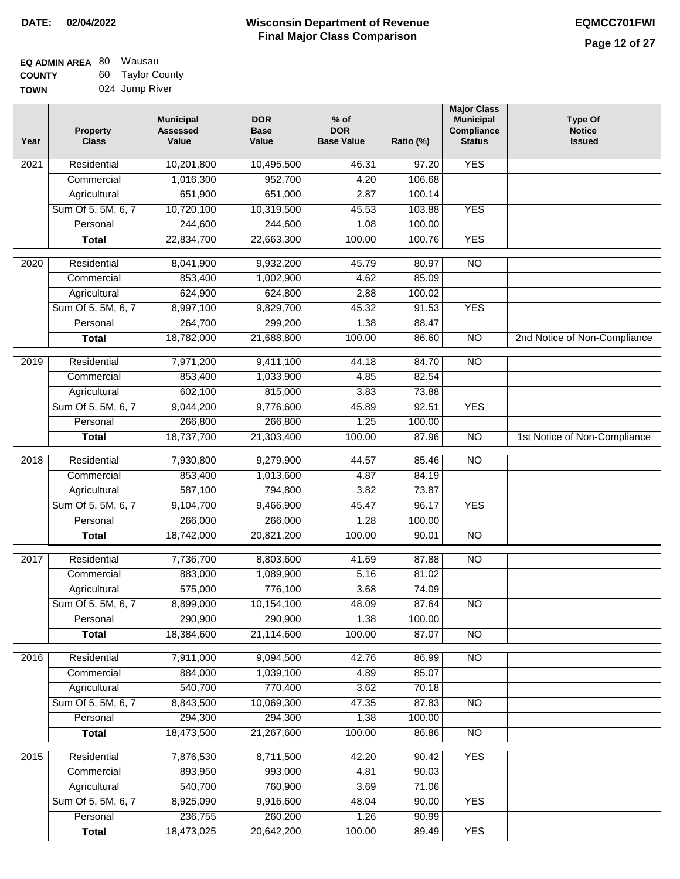**DATE:** 02/04/2022

# Wisconsin Department of Revenue
## Final Major Class Comparison

**EQMCC701FWI**

**EQ ADMIN AREA** 80 Wausau
**COUNTY** 60 Taylor County
**TOWN** 024 Jump River

| Year | Property Class | Municipal Assessed Value | DOR Base Value | % of DOR Base Value | Ratio (%) | Major Class Municipal Compliance Status | Type Of Notice Issued |
|---|---|---|---|---|---|---|---|
| 2021 | Residential | 10,201,800 | 10,495,500 | 46.31 | 97.20 | YES | |
| | Commercial | 1,016,300 | 952,700 | 4.20 | 106.68 | | |
| | Agricultural | 651,900 | 651,000 | 2.87 | 100.14 | | |
| | Sum Of 5, 5M, 6, 7 | 10,720,100 | 10,319,500 | 45.53 | 103.88 | YES | |
| | Personal | 244,600 | 244,600 | 1.08 | 100.00 | | |
| | **Total** | 22,834,700 | 22,663,300 | 100.00 | 100.76 | YES | |
| 2020 | Residential | 8,041,900 | 9,932,200 | 45.79 | 80.97 | NO | |
| | Commercial | 853,400 | 1,002,900 | 4.62 | 85.09 | | |
| | Agricultural | 624,900 | 624,800 | 2.88 | 100.02 | | |
| | Sum Of 5, 5M, 6, 7 | 8,997,100 | 9,829,700 | 45.32 | 91.53 | YES | |
| | Personal | 264,700 | 299,200 | 1.38 | 88.47 | | |
| | **Total** | 18,782,000 | 21,688,800 | 100.00 | 86.60 | NO | 2nd Notice of Non-Compliance |
| 2019 | Residential | 7,971,200 | 9,411,100 | 44.18 | 84.70 | NO | |
| | Commercial | 853,400 | 1,033,900 | 4.85 | 82.54 | | |
| | Agricultural | 602,100 | 815,000 | 3.83 | 73.88 | | |
| | Sum Of 5, 5M, 6, 7 | 9,044,200 | 9,776,600 | 45.89 | 92.51 | YES | |
| | Personal | 266,800 | 266,800 | 1.25 | 100.00 | | |
| | **Total** | 18,737,700 | 21,303,400 | 100.00 | 87.96 | NO | 1st Notice of Non-Compliance |
| 2018 | Residential | 7,930,800 | 9,279,900 | 44.57 | 85.46 | NO | |
| | Commercial | 853,400 | 1,013,600 | 4.87 | 84.19 | | |
| | Agricultural | 587,100 | 794,800 | 3.82 | 73.87 | | |
| | Sum Of 5, 5M, 6, 7 | 9,104,700 | 9,466,900 | 45.47 | 96.17 | YES | |
| | Personal | 266,000 | 266,000 | 1.28 | 100.00 | | |
| | **Total** | 18,742,000 | 20,821,200 | 100.00 | 90.01 | NO | |
| 2017 | Residential | 7,736,700 | 8,803,600 | 41.69 | 87.88 | NO | |
| | Commercial | 883,000 | 1,089,900 | 5.16 | 81.02 | | |
| | Agricultural | 575,000 | 776,100 | 3.68 | 74.09 | | |
| | Sum Of 5, 5M, 6, 7 | 8,899,000 | 10,154,100 | 48.09 | 87.64 | NO | |
| | Personal | 290,900 | 290,900 | 1.38 | 100.00 | | |
| | **Total** | 18,384,600 | 21,114,600 | 100.00 | 87.07 | NO | |
| 2016 | Residential | 7,911,000 | 9,094,500 | 42.76 | 86.99 | NO | |
| | Commercial | 884,000 | 1,039,100 | 4.89 | 85.07 | | |
| | Agricultural | 540,700 | 770,400 | 3.62 | 70.18 | | |
| | Sum Of 5, 5M, 6, 7 | 8,843,500 | 10,069,300 | 47.35 | 87.83 | NO | |
| | Personal | 294,300 | 294,300 | 1.38 | 100.00 | | |
| | **Total** | 18,473,500 | 21,267,600 | 100.00 | 86.86 | NO | |
| 2015 | Residential | 7,876,530 | 8,711,500 | 42.20 | 90.42 | YES | |
| | Commercial | 893,950 | 993,000 | 4.81 | 90.03 | | |
| | Agricultural | 540,700 | 760,900 | 3.69 | 71.06 | | |
| | Sum Of 5, 5M, 6, 7 | 8,925,090 | 9,916,600 | 48.04 | 90.00 | YES | |
| | Personal | 236,755 | 260,200 | 1.26 | 90.99 | | |
| | **Total** | 18,473,025 | 20,642,200 | 100.00 | 89.49 | YES | |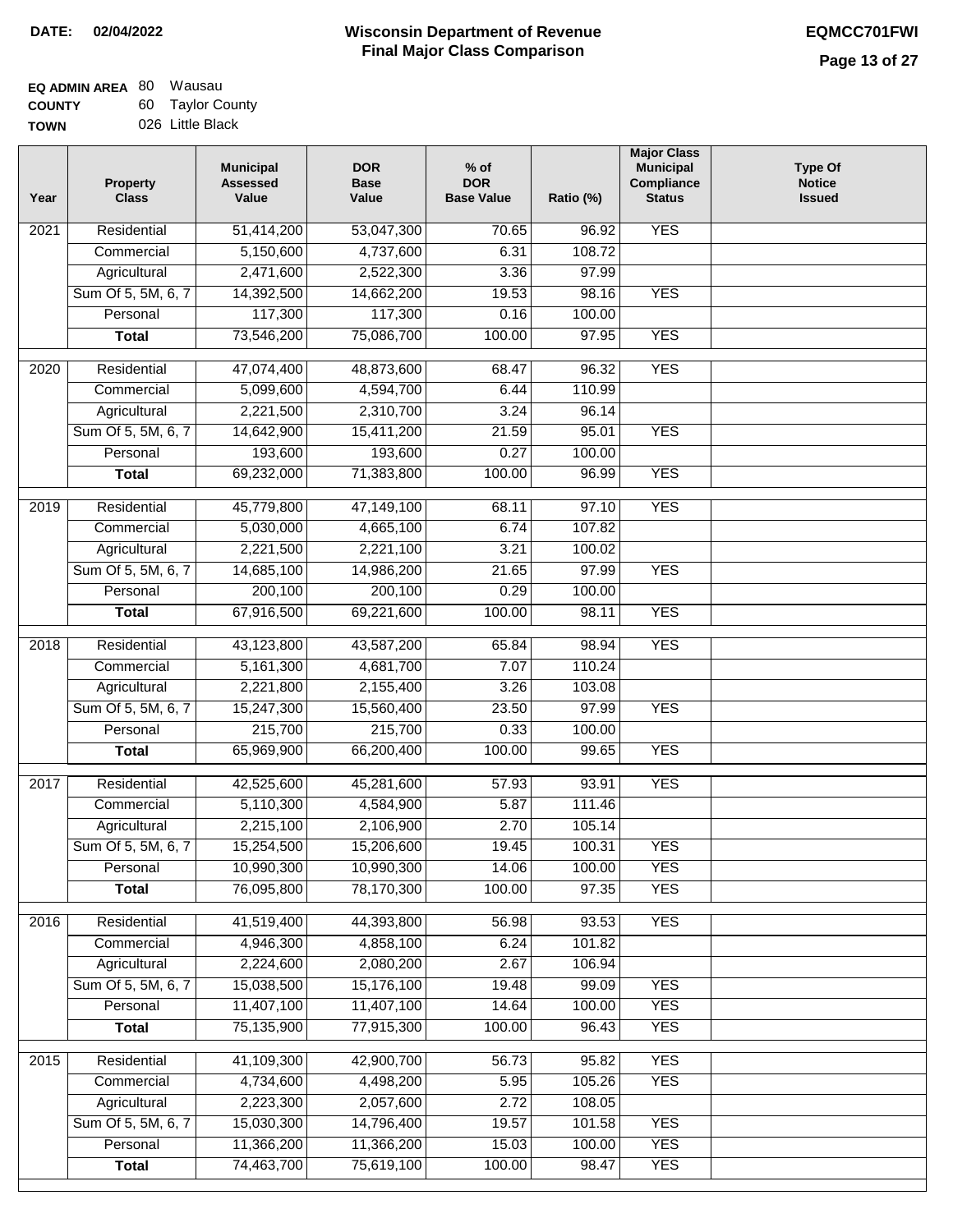**DATE:** 02/04/2022

# Wisconsin Department of Revenue
## Final Major Class Comparison

**EQMCC701FWI**

**EQ ADMIN AREA** 80 Wausau
**COUNTY** 60 Taylor County
**TOWN** 026 Little Black

| Year | Property Class | Municipal Assessed Value | DOR Base Value | % of DOR Base Value | Ratio (%) | Major Class Municipal Compliance Status | Type Of Notice Issued |
|---|---|---|---|---|---|---|---|
| 2021 | Residential | 51,414,200 | 53,047,300 | 70.65 | 96.92 | YES | |
| | Commercial | 5,150,600 | 4,737,600 | 6.31 | 108.72 | | |
| | Agricultural | 2,471,600 | 2,522,300 | 3.36 | 97.99 | | |
| | Sum Of 5, 5M, 6, 7 | 14,392,500 | 14,662,200 | 19.53 | 98.16 | YES | |
| | Personal | 117,300 | 117,300 | 0.16 | 100.00 | | |
| | **Total** | 73,546,200 | 75,086,700 | 100.00 | 97.95 | YES | |
| 2020 | Residential | 47,074,400 | 48,873,600 | 68.47 | 96.32 | YES | |
| | Commercial | 5,099,600 | 4,594,700 | 6.44 | 110.99 | | |
| | Agricultural | 2,221,500 | 2,310,700 | 3.24 | 96.14 | | |
| | Sum Of 5, 5M, 6, 7 | 14,642,900 | 15,411,200 | 21.59 | 95.01 | YES | |
| | Personal | 193,600 | 193,600 | 0.27 | 100.00 | | |
| | **Total** | 69,232,000 | 71,383,800 | 100.00 | 96.99 | YES | |
| 2019 | Residential | 45,779,800 | 47,149,100 | 68.11 | 97.10 | YES | |
| | Commercial | 5,030,000 | 4,665,100 | 6.74 | 107.82 | | |
| | Agricultural | 2,221,500 | 2,221,100 | 3.21 | 100.02 | | |
| | Sum Of 5, 5M, 6, 7 | 14,685,100 | 14,986,200 | 21.65 | 97.99 | YES | |
| | Personal | 200,100 | 200,100 | 0.29 | 100.00 | | |
| | **Total** | 67,916,500 | 69,221,600 | 100.00 | 98.11 | YES | |
| 2018 | Residential | 43,123,800 | 43,587,200 | 65.84 | 98.94 | YES | |
| | Commercial | 5,161,300 | 4,681,700 | 7.07 | 110.24 | | |
| | Agricultural | 2,221,800 | 2,155,400 | 3.26 | 103.08 | | |
| | Sum Of 5, 5M, 6, 7 | 15,247,300 | 15,560,400 | 23.50 | 97.99 | YES | |
| | Personal | 215,700 | 215,700 | 0.33 | 100.00 | | |
| | **Total** | 65,969,900 | 66,200,400 | 100.00 | 99.65 | YES | |
| 2017 | Residential | 42,525,600 | 45,281,600 | 57.93 | 93.91 | YES | |
| | Commercial | 5,110,300 | 4,584,900 | 5.87 | 111.46 | | |
| | Agricultural | 2,215,100 | 2,106,900 | 2.70 | 105.14 | | |
| | Sum Of 5, 5M, 6, 7 | 15,254,500 | 15,206,600 | 19.45 | 100.31 | YES | |
| | Personal | 10,990,300 | 10,990,300 | 14.06 | 100.00 | YES | |
| | **Total** | 76,095,800 | 78,170,300 | 100.00 | 97.35 | YES | |
| 2016 | Residential | 41,519,400 | 44,393,800 | 56.98 | 93.53 | YES | |
| | Commercial | 4,946,300 | 4,858,100 | 6.24 | 101.82 | | |
| | Agricultural | 2,224,600 | 2,080,200 | 2.67 | 106.94 | | |
| | Sum Of 5, 5M, 6, 7 | 15,038,500 | 15,176,100 | 19.48 | 99.09 | YES | |
| | Personal | 11,407,100 | 11,407,100 | 14.64 | 100.00 | YES | |
| | **Total** | 75,135,900 | 77,915,300 | 100.00 | 96.43 | YES | |
| 2015 | Residential | 41,109,300 | 42,900,700 | 56.73 | 95.82 | YES | |
| | Commercial | 4,734,600 | 4,498,200 | 5.95 | 105.26 | YES | |
| | Agricultural | 2,223,300 | 2,057,600 | 2.72 | 108.05 | | |
| | Sum Of 5, 5M, 6, 7 | 15,030,300 | 14,796,400 | 19.57 | 101.58 | YES | |
| | Personal | 11,366,200 | 11,366,200 | 15.03 | 100.00 | YES | |
| | **Total** | 74,463,700 | 75,619,100 | 100.00 | 98.47 | YES | |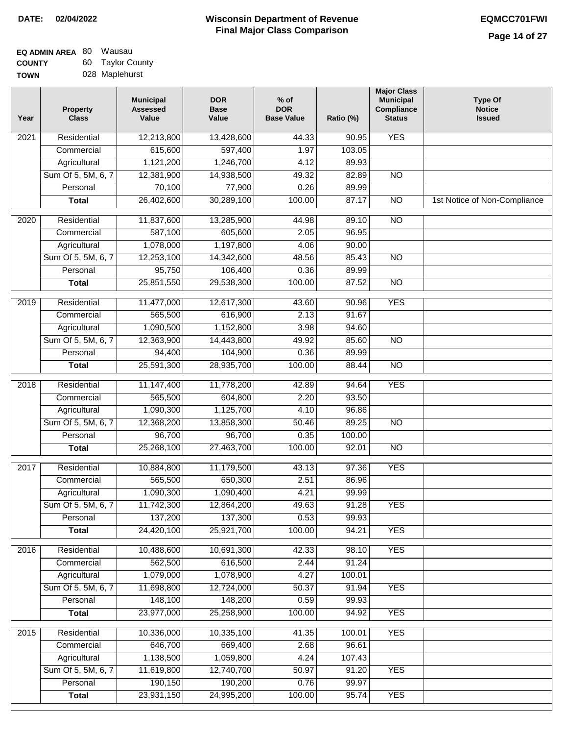**DATE:** 02/04/2022

# Wisconsin Department of Revenue
## Final Major Class Comparison

**EQMCC701FWI**

**EQ ADMIN AREA** 80 Wausau
**COUNTY** 60 Taylor County
**TOWN** 028 Maplehurst

| Year | Property Class | Municipal Assessed Value | DOR Base Value | % of DOR Base Value | Ratio (%) | Major Class Municipal Compliance Status | Type Of Notice Issued |
|---|---|---|---|---|---|---|---|
| 2021 | Residential | 12,213,800 | 13,428,600 | 44.33 | 90.95 | YES | |
| | Commercial | 615,600 | 597,400 | 1.97 | 103.05 | | |
| | Agricultural | 1,121,200 | 1,246,700 | 4.12 | 89.93 | | |
| | Sum Of 5, 5M, 6, 7 | 12,381,900 | 14,938,500 | 49.32 | 82.89 | NO | |
| | Personal | 70,100 | 77,900 | 0.26 | 89.99 | | |
| | **Total** | 26,402,600 | 30,289,100 | 100.00 | 87.17 | NO | 1st Notice of Non-Compliance |
| 2020 | Residential | 11,837,600 | 13,285,900 | 44.98 | 89.10 | NO | |
| | Commercial | 587,100 | 605,600 | 2.05 | 96.95 | | |
| | Agricultural | 1,078,000 | 1,197,800 | 4.06 | 90.00 | | |
| | Sum Of 5, 5M, 6, 7 | 12,253,100 | 14,342,600 | 48.56 | 85.43 | NO | |
| | Personal | 95,750 | 106,400 | 0.36 | 89.99 | | |
| | **Total** | 25,851,550 | 29,538,300 | 100.00 | 87.52 | NO | |
| 2019 | Residential | 11,477,000 | 12,617,300 | 43.60 | 90.96 | YES | |
| | Commercial | 565,500 | 616,900 | 2.13 | 91.67 | | |
| | Agricultural | 1,090,500 | 1,152,800 | 3.98 | 94.60 | | |
| | Sum Of 5, 5M, 6, 7 | 12,363,900 | 14,443,800 | 49.92 | 85.60 | NO | |
| | Personal | 94,400 | 104,900 | 0.36 | 89.99 | | |
| | **Total** | 25,591,300 | 28,935,700 | 100.00 | 88.44 | NO | |
| 2018 | Residential | 11,147,400 | 11,778,200 | 42.89 | 94.64 | YES | |
| | Commercial | 565,500 | 604,800 | 2.20 | 93.50 | | |
| | Agricultural | 1,090,300 | 1,125,700 | 4.10 | 96.86 | | |
| | Sum Of 5, 5M, 6, 7 | 12,368,200 | 13,858,300 | 50.46 | 89.25 | NO | |
| | Personal | 96,700 | 96,700 | 0.35 | 100.00 | | |
| | **Total** | 25,268,100 | 27,463,700 | 100.00 | 92.01 | NO | |
| 2017 | Residential | 10,884,800 | 11,179,500 | 43.13 | 97.36 | YES | |
| | Commercial | 565,500 | 650,300 | 2.51 | 86.96 | | |
| | Agricultural | 1,090,300 | 1,090,400 | 4.21 | 99.99 | | |
| | Sum Of 5, 5M, 6, 7 | 11,742,300 | 12,864,200 | 49.63 | 91.28 | YES | |
| | Personal | 137,200 | 137,300 | 0.53 | 99.93 | | |
| | **Total** | 24,420,100 | 25,921,700 | 100.00 | 94.21 | YES | |
| 2016 | Residential | 10,488,600 | 10,691,300 | 42.33 | 98.10 | YES | |
| | Commercial | 562,500 | 616,500 | 2.44 | 91.24 | | |
| | Agricultural | 1,079,000 | 1,078,900 | 4.27 | 100.01 | | |
| | Sum Of 5, 5M, 6, 7 | 11,698,800 | 12,724,000 | 50.37 | 91.94 | YES | |
| | Personal | 148,100 | 148,200 | 0.59 | 99.93 | | |
| | **Total** | 23,977,000 | 25,258,900 | 100.00 | 94.92 | YES | |
| 2015 | Residential | 10,336,000 | 10,335,100 | 41.35 | 100.01 | YES | |
| | Commercial | 646,700 | 669,400 | 2.68 | 96.61 | | |
| | Agricultural | 1,138,500 | 1,059,800 | 4.24 | 107.43 | | |
| | Sum Of 5, 5M, 6, 7 | 11,619,800 | 12,740,700 | 50.97 | 91.20 | YES | |
| | Personal | 190,150 | 190,200 | 0.76 | 99.97 | | |
| | **Total** | 23,931,150 | 24,995,200 | 100.00 | 95.74 | YES | |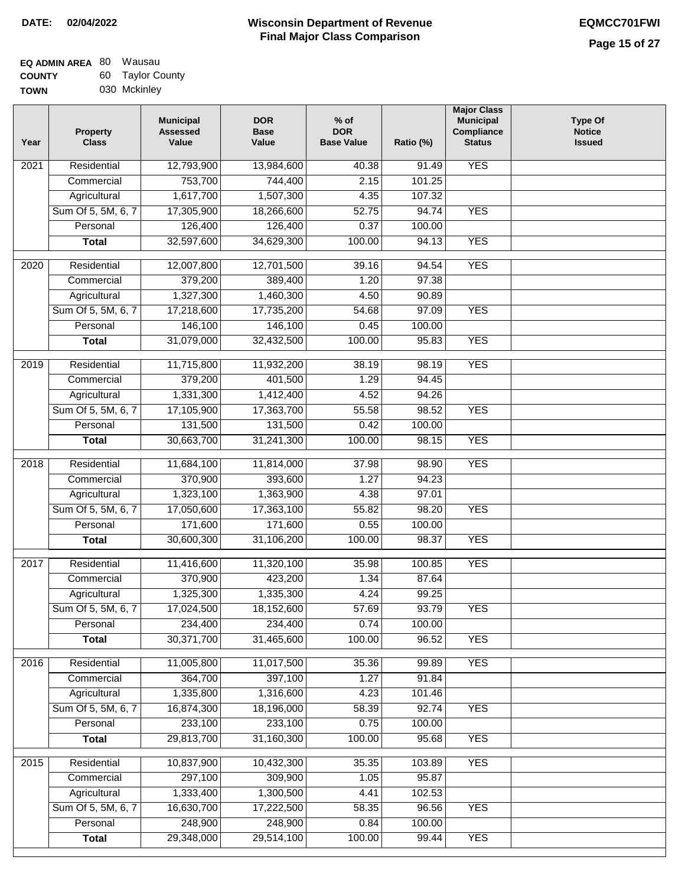**DATE:** 02/04/2022

# Wisconsin Department of Revenue
## Final Major Class Comparison

**EQMCC701FWI**

**EQ ADMIN AREA** 80 Wausau
**COUNTY** 60 Taylor County
**TOWN** 030 Mckinley

| Year | Property Class | Municipal Assessed Value | DOR Base Value | % of DOR Base Value | Ratio (%) | Major Class Municipal Compliance Status | Type Of Notice Issued |
|---|---|---|---|---|---|---|---|
| 2021 | Residential | 12,793,900 | 13,984,600 | 40.38 | 91.49 | YES | |
| | Commercial | 753,700 | 744,400 | 2.15 | 101.25 | | |
| | Agricultural | 1,617,700 | 1,507,300 | 4.35 | 107.32 | | |
| | Sum Of 5, 5M, 6, 7 | 17,305,900 | 18,266,600 | 52.75 | 94.74 | YES | |
| | Personal | 126,400 | 126,400 | 0.37 | 100.00 | | |
| | **Total** | 32,597,600 | 34,629,300 | 100.00 | 94.13 | YES | |
| 2020 | Residential | 12,007,800 | 12,701,500 | 39.16 | 94.54 | YES | |
| | Commercial | 379,200 | 389,400 | 1.20 | 97.38 | | |
| | Agricultural | 1,327,300 | 1,460,300 | 4.50 | 90.89 | | |
| | Sum Of 5, 5M, 6, 7 | 17,218,600 | 17,735,200 | 54.68 | 97.09 | YES | |
| | Personal | 146,100 | 146,100 | 0.45 | 100.00 | | |
| | **Total** | 31,079,000 | 32,432,500 | 100.00 | 95.83 | YES | |
| 2019 | Residential | 11,715,800 | 11,932,200 | 38.19 | 98.19 | YES | |
| | Commercial | 379,200 | 401,500 | 1.29 | 94.45 | | |
| | Agricultural | 1,331,300 | 1,412,400 | 4.52 | 94.26 | | |
| | Sum Of 5, 5M, 6, 7 | 17,105,900 | 17,363,700 | 55.58 | 98.52 | YES | |
| | Personal | 131,500 | 131,500 | 0.42 | 100.00 | | |
| | **Total** | 30,663,700 | 31,241,300 | 100.00 | 98.15 | YES | |
| 2018 | Residential | 11,684,100 | 11,814,000 | 37.98 | 98.90 | YES | |
| | Commercial | 370,900 | 393,600 | 1.27 | 94.23 | | |
| | Agricultural | 1,323,100 | 1,363,900 | 4.38 | 97.01 | | |
| | Sum Of 5, 5M, 6, 7 | 17,050,600 | 17,363,100 | 55.82 | 98.20 | YES | |
| | Personal | 171,600 | 171,600 | 0.55 | 100.00 | | |
| | **Total** | 30,600,300 | 31,106,200 | 100.00 | 98.37 | YES | |
| 2017 | Residential | 11,416,600 | 11,320,100 | 35.98 | 100.85 | YES | |
| | Commercial | 370,900 | 423,200 | 1.34 | 87.64 | | |
| | Agricultural | 1,325,300 | 1,335,300 | 4.24 | 99.25 | | |
| | Sum Of 5, 5M, 6, 7 | 17,024,500 | 18,152,600 | 57.69 | 93.79 | YES | |
| | Personal | 234,400 | 234,400 | 0.74 | 100.00 | | |
| | **Total** | 30,371,700 | 31,465,600 | 100.00 | 96.52 | YES | |
| 2016 | Residential | 11,005,800 | 11,017,500 | 35.36 | 99.89 | YES | |
| | Commercial | 364,700 | 397,100 | 1.27 | 91.84 | | |
| | Agricultural | 1,335,800 | 1,316,600 | 4.23 | 101.46 | | |
| | Sum Of 5, 5M, 6, 7 | 16,874,300 | 18,196,000 | 58.39 | 92.74 | YES | |
| | Personal | 233,100 | 233,100 | 0.75 | 100.00 | | |
| | **Total** | 29,813,700 | 31,160,300 | 100.00 | 95.68 | YES | |
| 2015 | Residential | 10,837,900 | 10,432,300 | 35.35 | 103.89 | YES | |
| | Commercial | 297,100 | 309,900 | 1.05 | 95.87 | | |
| | Agricultural | 1,333,400 | 1,300,500 | 4.41 | 102.53 | | |
| | Sum Of 5, 5M, 6, 7 | 16,630,700 | 17,222,500 | 58.35 | 96.56 | YES | |
| | Personal | 248,900 | 248,900 | 0.84 | 100.00 | | |
| | **Total** | 29,348,000 | 29,514,100 | 100.00 | 99.44 | YES | |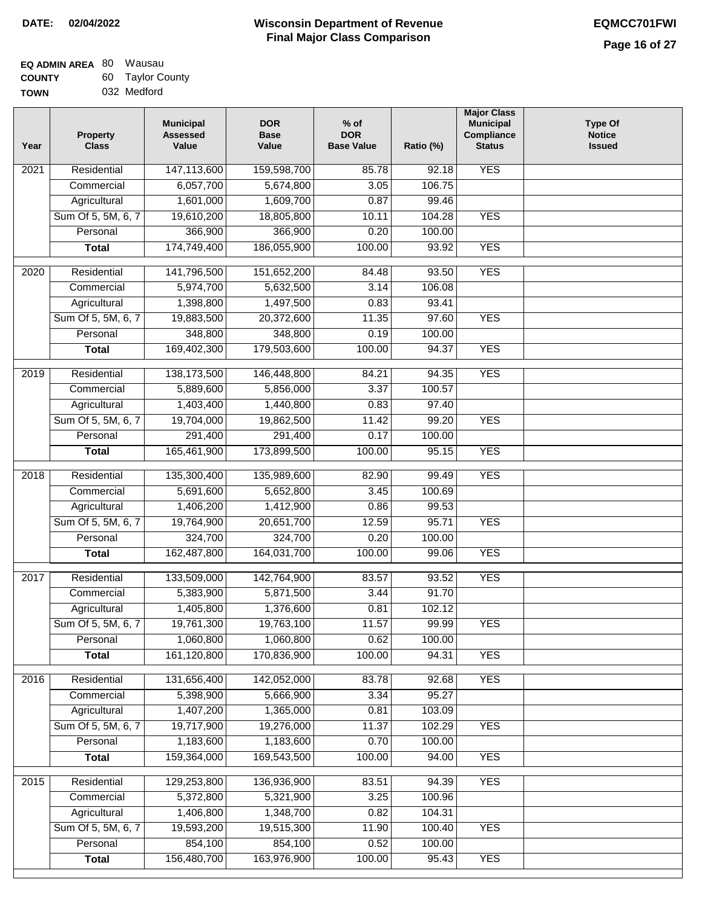**DATE:** 02/04/2022

# Wisconsin Department of Revenue
## Final Major Class Comparison

**EQMCC701FWI**

**EQ ADMIN AREA** 80 Wausau
**COUNTY** 60 Taylor County
**TOWN** 032 Medford

| Year | Property Class | Municipal Assessed Value | DOR Base Value | % of DOR Base Value | Ratio (%) | Major Class Municipal Compliance Status | Type Of Notice Issued |
|---|---|---|---|---|---|---|---|
| 2021 | Residential | 147,113,600 | 159,598,700 | 85.78 | 92.18 | YES | |
| | Commercial | 6,057,700 | 5,674,800 | 3.05 | 106.75 | | |
| | Agricultural | 1,601,000 | 1,609,700 | 0.87 | 99.46 | | |
| | Sum Of 5, 5M, 6, 7 | 19,610,200 | 18,805,800 | 10.11 | 104.28 | YES | |
| | Personal | 366,900 | 366,900 | 0.20 | 100.00 | | |
| | **Total** | 174,749,400 | 186,055,900 | 100.00 | 93.92 | YES | |
| 2020 | Residential | 141,796,500 | 151,652,200 | 84.48 | 93.50 | YES | |
| | Commercial | 5,974,700 | 5,632,500 | 3.14 | 106.08 | | |
| | Agricultural | 1,398,800 | 1,497,500 | 0.83 | 93.41 | | |
| | Sum Of 5, 5M, 6, 7 | 19,883,500 | 20,372,600 | 11.35 | 97.60 | YES | |
| | Personal | 348,800 | 348,800 | 0.19 | 100.00 | | |
| | **Total** | 169,402,300 | 179,503,600 | 100.00 | 94.37 | YES | |
| 2019 | Residential | 138,173,500 | 146,448,800 | 84.21 | 94.35 | YES | |
| | Commercial | 5,889,600 | 5,856,000 | 3.37 | 100.57 | | |
| | Agricultural | 1,403,400 | 1,440,800 | 0.83 | 97.40 | | |
| | Sum Of 5, 5M, 6, 7 | 19,704,000 | 19,862,500 | 11.42 | 99.20 | YES | |
| | Personal | 291,400 | 291,400 | 0.17 | 100.00 | | |
| | **Total** | 165,461,900 | 173,899,500 | 100.00 | 95.15 | YES | |
| 2018 | Residential | 135,300,400 | 135,989,600 | 82.90 | 99.49 | YES | |
| | Commercial | 5,691,600 | 5,652,800 | 3.45 | 100.69 | | |
| | Agricultural | 1,406,200 | 1,412,900 | 0.86 | 99.53 | | |
| | Sum Of 5, 5M, 6, 7 | 19,764,900 | 20,651,700 | 12.59 | 95.71 | YES | |
| | Personal | 324,700 | 324,700 | 0.20 | 100.00 | | |
| | **Total** | 162,487,800 | 164,031,700 | 100.00 | 99.06 | YES | |
| 2017 | Residential | 133,509,000 | 142,764,900 | 83.57 | 93.52 | YES | |
| | Commercial | 5,383,900 | 5,871,500 | 3.44 | 91.70 | | |
| | Agricultural | 1,405,800 | 1,376,600 | 0.81 | 102.12 | | |
| | Sum Of 5, 5M, 6, 7 | 19,761,300 | 19,763,100 | 11.57 | 99.99 | YES | |
| | Personal | 1,060,800 | 1,060,800 | 0.62 | 100.00 | | |
| | **Total** | 161,120,800 | 170,836,900 | 100.00 | 94.31 | YES | |
| 2016 | Residential | 131,656,400 | 142,052,000 | 83.78 | 92.68 | YES | |
| | Commercial | 5,398,900 | 5,666,900 | 3.34 | 95.27 | | |
| | Agricultural | 1,407,200 | 1,365,000 | 0.81 | 103.09 | | |
| | Sum Of 5, 5M, 6, 7 | 19,717,900 | 19,276,000 | 11.37 | 102.29 | YES | |
| | Personal | 1,183,600 | 1,183,600 | 0.70 | 100.00 | | |
| | **Total** | 159,364,000 | 169,543,500 | 100.00 | 94.00 | YES | |
| 2015 | Residential | 129,253,800 | 136,936,900 | 83.51 | 94.39 | YES | |
| | Commercial | 5,372,800 | 5,321,900 | 3.25 | 100.96 | | |
| | Agricultural | 1,406,800 | 1,348,700 | 0.82 | 104.31 | | |
| | Sum Of 5, 5M, 6, 7 | 19,593,200 | 19,515,300 | 11.90 | 100.40 | YES | |
| | Personal | 854,100 | 854,100 | 0.52 | 100.00 | | |
| | **Total** | 156,480,700 | 163,976,900 | 100.00 | 95.43 | YES | |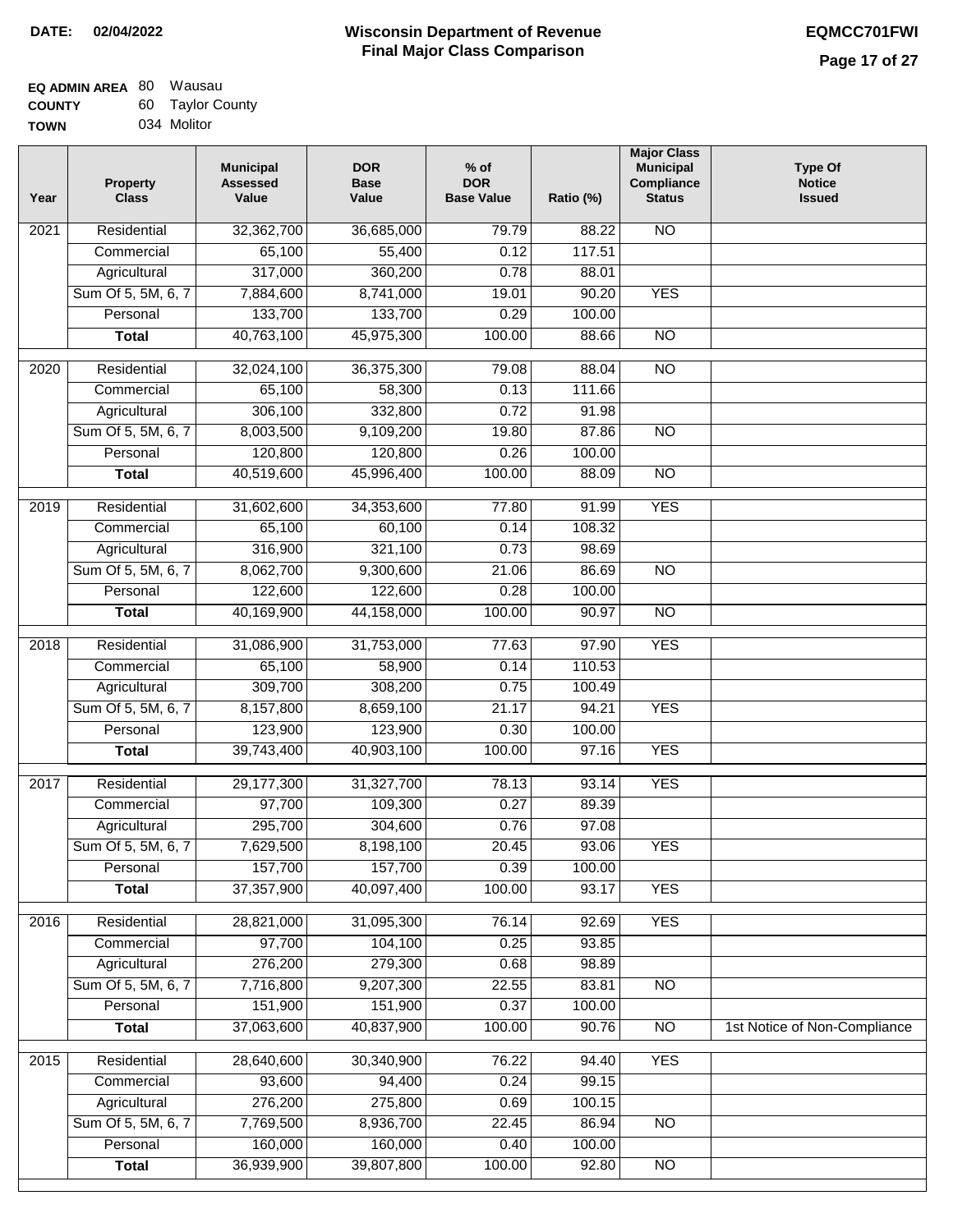**DATE: 02/04/2022**

# Wisconsin Department of Revenue
## Final Major Class Comparison

**EQMCC701FWI**

**EQ ADMIN AREA** 80 Wausau
**COUNTY** 60 Taylor County
**TOWN** 034 Molitor

| Year | Property Class | Municipal Assessed Value | DOR Base Value | % of DOR Base Value | Ratio (%) | Major Class Municipal Compliance Status | Type Of Notice Issued |
|---|---|---|---|---|---|---|---|
| 2021 | Residential | 32,362,700 | 36,685,000 | 79.79 | 88.22 | NO | |
| | Commercial | 65,100 | 55,400 | 0.12 | 117.51 | | |
| | Agricultural | 317,000 | 360,200 | 0.78 | 88.01 | | |
| | Sum Of 5, 5M, 6, 7 | 7,884,600 | 8,741,000 | 19.01 | 90.20 | YES | |
| | Personal | 133,700 | 133,700 | 0.29 | 100.00 | | |
| | **Total** | 40,763,100 | 45,975,300 | 100.00 | 88.66 | NO | |
| 2020 | Residential | 32,024,100 | 36,375,300 | 79.08 | 88.04 | NO | |
| | Commercial | 65,100 | 58,300 | 0.13 | 111.66 | | |
| | Agricultural | 306,100 | 332,800 | 0.72 | 91.98 | | |
| | Sum Of 5, 5M, 6, 7 | 8,003,500 | 9,109,200 | 19.80 | 87.86 | NO | |
| | Personal | 120,800 | 120,800 | 0.26 | 100.00 | | |
| | **Total** | 40,519,600 | 45,996,400 | 100.00 | 88.09 | NO | |
| 2019 | Residential | 31,602,600 | 34,353,600 | 77.80 | 91.99 | YES | |
| | Commercial | 65,100 | 60,100 | 0.14 | 108.32 | | |
| | Agricultural | 316,900 | 321,100 | 0.73 | 98.69 | | |
| | Sum Of 5, 5M, 6, 7 | 8,062,700 | 9,300,600 | 21.06 | 86.69 | NO | |
| | Personal | 122,600 | 122,600 | 0.28 | 100.00 | | |
| | **Total** | 40,169,900 | 44,158,000 | 100.00 | 90.97 | NO | |
| 2018 | Residential | 31,086,900 | 31,753,000 | 77.63 | 97.90 | YES | |
| | Commercial | 65,100 | 58,900 | 0.14 | 110.53 | | |
| | Agricultural | 309,700 | 308,200 | 0.75 | 100.49 | | |
| | Sum Of 5, 5M, 6, 7 | 8,157,800 | 8,659,100 | 21.17 | 94.21 | YES | |
| | Personal | 123,900 | 123,900 | 0.30 | 100.00 | | |
| | **Total** | 39,743,400 | 40,903,100 | 100.00 | 97.16 | YES | |
| 2017 | Residential | 29,177,300 | 31,327,700 | 78.13 | 93.14 | YES | |
| | Commercial | 97,700 | 109,300 | 0.27 | 89.39 | | |
| | Agricultural | 295,700 | 304,600 | 0.76 | 97.08 | | |
| | Sum Of 5, 5M, 6, 7 | 7,629,500 | 8,198,100 | 20.45 | 93.06 | YES | |
| | Personal | 157,700 | 157,700 | 0.39 | 100.00 | | |
| | **Total** | 37,357,900 | 40,097,400 | 100.00 | 93.17 | YES | |
| 2016 | Residential | 28,821,000 | 31,095,300 | 76.14 | 92.69 | YES | |
| | Commercial | 97,700 | 104,100 | 0.25 | 93.85 | | |
| | Agricultural | 276,200 | 279,300 | 0.68 | 98.89 | | |
| | Sum Of 5, 5M, 6, 7 | 7,716,800 | 9,207,300 | 22.55 | 83.81 | NO | |
| | Personal | 151,900 | 151,900 | 0.37 | 100.00 | | |
| | **Total** | 37,063,600 | 40,837,900 | 100.00 | 90.76 | NO | 1st Notice of Non-Compliance |
| 2015 | Residential | 28,640,600 | 30,340,900 | 76.22 | 94.40 | YES | |
| | Commercial | 93,600 | 94,400 | 0.24 | 99.15 | | |
| | Agricultural | 276,200 | 275,800 | 0.69 | 100.15 | | |
| | Sum Of 5, 5M, 6, 7 | 7,769,500 | 8,936,700 | 22.45 | 86.94 | NO | |
| | Personal | 160,000 | 160,000 | 0.40 | 100.00 | | |
| | **Total** | 36,939,900 | 39,807,800 | 100.00 | 92.80 | NO | |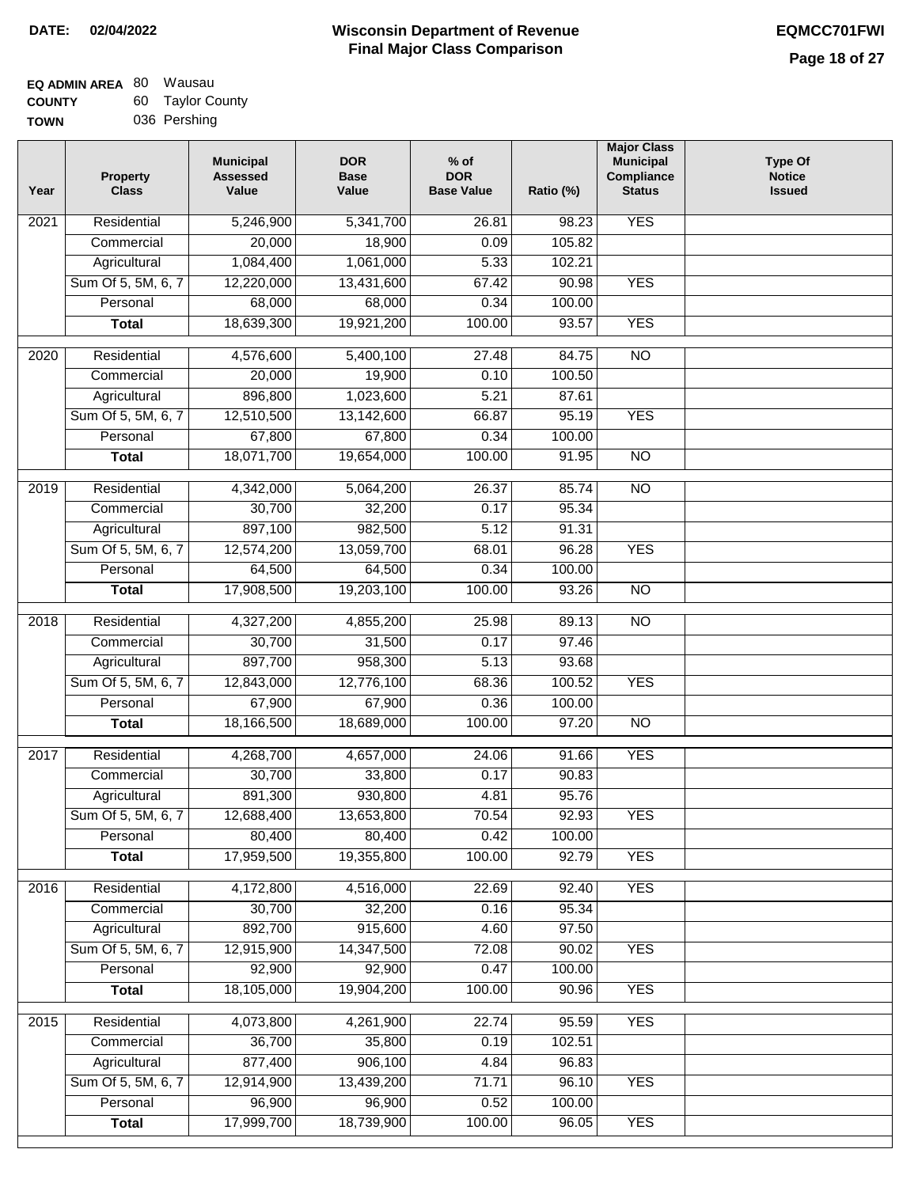**DATE:** 02/04/2022

# Wisconsin Department of Revenue
## Final Major Class Comparison

**EQMCC701FWI**

**EQ ADMIN AREA** 80 Wausau
**COUNTY** 60 Taylor County
**TOWN** 036 Pershing

| Year | Property Class | Municipal Assessed Value | DOR Base Value | % of DOR Base Value | Ratio (%) | Major Class Municipal Compliance Status | Type Of Notice Issued |
|---|---|---|---|---|---|---|---|
| 2021 | Residential | 5,246,900 | 5,341,700 | 26.81 | 98.23 | YES | |
| | Commercial | 20,000 | 18,900 | 0.09 | 105.82 | | |
| | Agricultural | 1,084,400 | 1,061,000 | 5.33 | 102.21 | | |
| | Sum Of 5, 5M, 6, 7 | 12,220,000 | 13,431,600 | 67.42 | 90.98 | YES | |
| | Personal | 68,000 | 68,000 | 0.34 | 100.00 | | |
| | **Total** | 18,639,300 | 19,921,200 | 100.00 | 93.57 | YES | |
| 2020 | Residential | 4,576,600 | 5,400,100 | 27.48 | 84.75 | NO | |
| | Commercial | 20,000 | 19,900 | 0.10 | 100.50 | | |
| | Agricultural | 896,800 | 1,023,600 | 5.21 | 87.61 | | |
| | Sum Of 5, 5M, 6, 7 | 12,510,500 | 13,142,600 | 66.87 | 95.19 | YES | |
| | Personal | 67,800 | 67,800 | 0.34 | 100.00 | | |
| | **Total** | 18,071,700 | 19,654,000 | 100.00 | 91.95 | NO | |
| 2019 | Residential | 4,342,000 | 5,064,200 | 26.37 | 85.74 | NO | |
| | Commercial | 30,700 | 32,200 | 0.17 | 95.34 | | |
| | Agricultural | 897,100 | 982,500 | 5.12 | 91.31 | | |
| | Sum Of 5, 5M, 6, 7 | 12,574,200 | 13,059,700 | 68.01 | 96.28 | YES | |
| | Personal | 64,500 | 64,500 | 0.34 | 100.00 | | |
| | **Total** | 17,908,500 | 19,203,100 | 100.00 | 93.26 | NO | |
| 2018 | Residential | 4,327,200 | 4,855,200 | 25.98 | 89.13 | NO | |
| | Commercial | 30,700 | 31,500 | 0.17 | 97.46 | | |
| | Agricultural | 897,700 | 958,300 | 5.13 | 93.68 | | |
| | Sum Of 5, 5M, 6, 7 | 12,843,000 | 12,776,100 | 68.36 | 100.52 | YES | |
| | Personal | 67,900 | 67,900 | 0.36 | 100.00 | | |
| | **Total** | 18,166,500 | 18,689,000 | 100.00 | 97.20 | NO | |
| 2017 | Residential | 4,268,700 | 4,657,000 | 24.06 | 91.66 | YES | |
| | Commercial | 30,700 | 33,800 | 0.17 | 90.83 | | |
| | Agricultural | 891,300 | 930,800 | 4.81 | 95.76 | | |
| | Sum Of 5, 5M, 6, 7 | 12,688,400 | 13,653,800 | 70.54 | 92.93 | YES | |
| | Personal | 80,400 | 80,400 | 0.42 | 100.00 | | |
| | **Total** | 17,959,500 | 19,355,800 | 100.00 | 92.79 | YES | |
| 2016 | Residential | 4,172,800 | 4,516,000 | 22.69 | 92.40 | YES | |
| | Commercial | 30,700 | 32,200 | 0.16 | 95.34 | | |
| | Agricultural | 892,700 | 915,600 | 4.60 | 97.50 | | |
| | Sum Of 5, 5M, 6, 7 | 12,915,900 | 14,347,500 | 72.08 | 90.02 | YES | |
| | Personal | 92,900 | 92,900 | 0.47 | 100.00 | | |
| | **Total** | 18,105,000 | 19,904,200 | 100.00 | 90.96 | YES | |
| 2015 | Residential | 4,073,800 | 4,261,900 | 22.74 | 95.59 | YES | |
| | Commercial | 36,700 | 35,800 | 0.19 | 102.51 | | |
| | Agricultural | 877,400 | 906,100 | 4.84 | 96.83 | | |
| | Sum Of 5, 5M, 6, 7 | 12,914,900 | 13,439,200 | 71.71 | 96.10 | YES | |
| | Personal | 96,900 | 96,900 | 0.52 | 100.00 | | |
| | **Total** | 17,999,700 | 18,739,900 | 100.00 | 96.05 | YES | |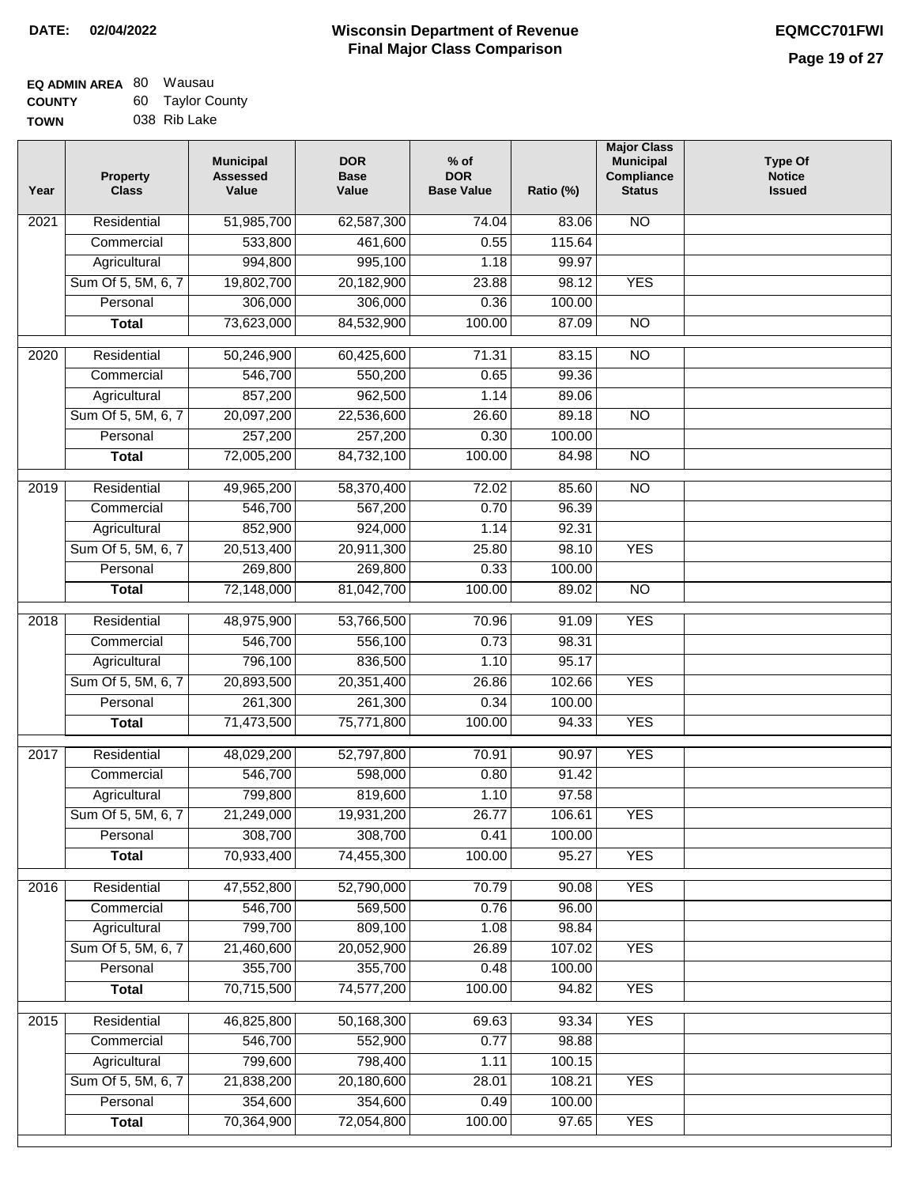**DATE: 02/04/2022**

# Wisconsin Department of Revenue
## Final Major Class Comparison

**EQMCC701FWI**

**EQ ADMIN AREA** 80 Wausau
**COUNTY** 60 Taylor County
**TOWN** 038 Rib Lake

| Year | Property Class | Municipal Assessed Value | DOR Base Value | % of DOR Base Value | Ratio (%) | Major Class Municipal Compliance Status | Type Of Notice Issued |
|---|---|---|---|---|---|---|---|
| 2021 | Residential | 51,985,700 | 62,587,300 | 74.04 | 83.06 | NO | |
| | Commercial | 533,800 | 461,600 | 0.55 | 115.64 | | |
| | Agricultural | 994,800 | 995,100 | 1.18 | 99.97 | | |
| | Sum Of 5, 5M, 6, 7 | 19,802,700 | 20,182,900 | 23.88 | 98.12 | YES | |
| | Personal | 306,000 | 306,000 | 0.36 | 100.00 | | |
| | **Total** | 73,623,000 | 84,532,900 | 100.00 | 87.09 | NO | |
| 2020 | Residential | 50,246,900 | 60,425,600 | 71.31 | 83.15 | NO | |
| | Commercial | 546,700 | 550,200 | 0.65 | 99.36 | | |
| | Agricultural | 857,200 | 962,500 | 1.14 | 89.06 | | |
| | Sum Of 5, 5M, 6, 7 | 20,097,200 | 22,536,600 | 26.60 | 89.18 | NO | |
| | Personal | 257,200 | 257,200 | 0.30 | 100.00 | | |
| | **Total** | 72,005,200 | 84,732,100 | 100.00 | 84.98 | NO | |
| 2019 | Residential | 49,965,200 | 58,370,400 | 72.02 | 85.60 | NO | |
| | Commercial | 546,700 | 567,200 | 0.70 | 96.39 | | |
| | Agricultural | 852,900 | 924,000 | 1.14 | 92.31 | | |
| | Sum Of 5, 5M, 6, 7 | 20,513,400 | 20,911,300 | 25.80 | 98.10 | YES | |
| | Personal | 269,800 | 269,800 | 0.33 | 100.00 | | |
| | **Total** | 72,148,000 | 81,042,700 | 100.00 | 89.02 | NO | |
| 2018 | Residential | 48,975,900 | 53,766,500 | 70.96 | 91.09 | YES | |
| | Commercial | 546,700 | 556,100 | 0.73 | 98.31 | | |
| | Agricultural | 796,100 | 836,500 | 1.10 | 95.17 | | |
| | Sum Of 5, 5M, 6, 7 | 20,893,500 | 20,351,400 | 26.86 | 102.66 | YES | |
| | Personal | 261,300 | 261,300 | 0.34 | 100.00 | | |
| | **Total** | 71,473,500 | 75,771,800 | 100.00 | 94.33 | YES | |
| 2017 | Residential | 48,029,200 | 52,797,800 | 70.91 | 90.97 | YES | |
| | Commercial | 546,700 | 598,000 | 0.80 | 91.42 | | |
| | Agricultural | 799,800 | 819,600 | 1.10 | 97.58 | | |
| | Sum Of 5, 5M, 6, 7 | 21,249,000 | 19,931,200 | 26.77 | 106.61 | YES | |
| | Personal | 308,700 | 308,700 | 0.41 | 100.00 | | |
| | **Total** | 70,933,400 | 74,455,300 | 100.00 | 95.27 | YES | |
| 2016 | Residential | 47,552,800 | 52,790,000 | 70.79 | 90.08 | YES | |
| | Commercial | 546,700 | 569,500 | 0.76 | 96.00 | | |
| | Agricultural | 799,700 | 809,100 | 1.08 | 98.84 | | |
| | Sum Of 5, 5M, 6, 7 | 21,460,600 | 20,052,900 | 26.89 | 107.02 | YES | |
| | Personal | 355,700 | 355,700 | 0.48 | 100.00 | | |
| | **Total** | 70,715,500 | 74,577,200 | 100.00 | 94.82 | YES | |
| 2015 | Residential | 46,825,800 | 50,168,300 | 69.63 | 93.34 | YES | |
| | Commercial | 546,700 | 552,900 | 0.77 | 98.88 | | |
| | Agricultural | 799,600 | 798,400 | 1.11 | 100.15 | | |
| | Sum Of 5, 5M, 6, 7 | 21,838,200 | 20,180,600 | 28.01 | 108.21 | YES | |
| | Personal | 354,600 | 354,600 | 0.49 | 100.00 | | |
| | **Total** | 70,364,900 | 72,054,800 | 100.00 | 97.65 | YES | |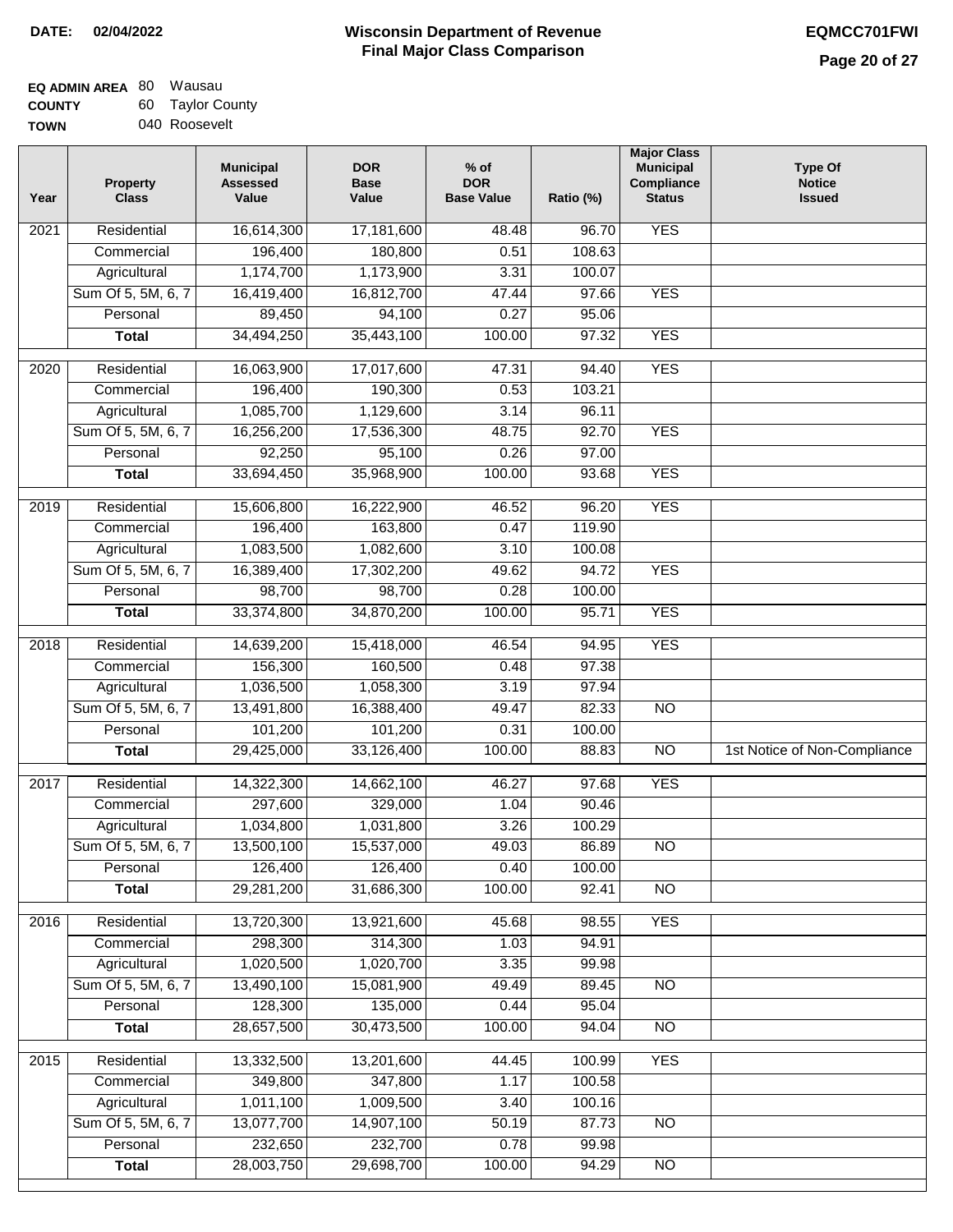**DATE: 02/04/2022**

# Wisconsin Department of Revenue
## Final Major Class Comparison

**EQMCC701FWI**

**EQ ADMIN AREA** 80 Wausau
**COUNTY** 60 Taylor County
**TOWN** 040 Roosevelt

| Year | Property Class | Municipal Assessed Value | DOR Base Value | % of DOR Base Value | Ratio (%) | Major Class Municipal Compliance Status | Type Of Notice Issued |
|---|---|---|---|---|---|---|---|
| 2021 | Residential | 16,614,300 | 17,181,600 | 48.48 | 96.70 | YES | |
| | Commercial | 196,400 | 180,800 | 0.51 | 108.63 | | |
| | Agricultural | 1,174,700 | 1,173,900 | 3.31 | 100.07 | | |
| | Sum Of 5, 5M, 6, 7 | 16,419,400 | 16,812,700 | 47.44 | 97.66 | YES | |
| | Personal | 89,450 | 94,100 | 0.27 | 95.06 | | |
| | **Total** | 34,494,250 | 35,443,100 | 100.00 | 97.32 | YES | |
| 2020 | Residential | 16,063,900 | 17,017,600 | 47.31 | 94.40 | YES | |
| | Commercial | 196,400 | 190,300 | 0.53 | 103.21 | | |
| | Agricultural | 1,085,700 | 1,129,600 | 3.14 | 96.11 | | |
| | Sum Of 5, 5M, 6, 7 | 16,256,200 | 17,536,300 | 48.75 | 92.70 | YES | |
| | Personal | 92,250 | 95,100 | 0.26 | 97.00 | | |
| | **Total** | 33,694,450 | 35,968,900 | 100.00 | 93.68 | YES | |
| 2019 | Residential | 15,606,800 | 16,222,900 | 46.52 | 96.20 | YES | |
| | Commercial | 196,400 | 163,800 | 0.47 | 119.90 | | |
| | Agricultural | 1,083,500 | 1,082,600 | 3.10 | 100.08 | | |
| | Sum Of 5, 5M, 6, 7 | 16,389,400 | 17,302,200 | 49.62 | 94.72 | YES | |
| | Personal | 98,700 | 98,700 | 0.28 | 100.00 | | |
| | **Total** | 33,374,800 | 34,870,200 | 100.00 | 95.71 | YES | |
| 2018 | Residential | 14,639,200 | 15,418,000 | 46.54 | 94.95 | YES | |
| | Commercial | 156,300 | 160,500 | 0.48 | 97.38 | | |
| | Agricultural | 1,036,500 | 1,058,300 | 3.19 | 97.94 | | |
| | Sum Of 5, 5M, 6, 7 | 13,491,800 | 16,388,400 | 49.47 | 82.33 | NO | |
| | Personal | 101,200 | 101,200 | 0.31 | 100.00 | | |
| | **Total** | 29,425,000 | 33,126,400 | 100.00 | 88.83 | NO | 1st Notice of Non-Compliance |
| 2017 | Residential | 14,322,300 | 14,662,100 | 46.27 | 97.68 | YES | |
| | Commercial | 297,600 | 329,000 | 1.04 | 90.46 | | |
| | Agricultural | 1,034,800 | 1,031,800 | 3.26 | 100.29 | | |
| | Sum Of 5, 5M, 6, 7 | 13,500,100 | 15,537,000 | 49.03 | 86.89 | NO | |
| | Personal | 126,400 | 126,400 | 0.40 | 100.00 | | |
| | **Total** | 29,281,200 | 31,686,300 | 100.00 | 92.41 | NO | |
| 2016 | Residential | 13,720,300 | 13,921,600 | 45.68 | 98.55 | YES | |
| | Commercial | 298,300 | 314,300 | 1.03 | 94.91 | | |
| | Agricultural | 1,020,500 | 1,020,700 | 3.35 | 99.98 | | |
| | Sum Of 5, 5M, 6, 7 | 13,490,100 | 15,081,900 | 49.49 | 89.45 | NO | |
| | Personal | 128,300 | 135,000 | 0.44 | 95.04 | | |
| | **Total** | 28,657,500 | 30,473,500 | 100.00 | 94.04 | NO | |
| 2015 | Residential | 13,332,500 | 13,201,600 | 44.45 | 100.99 | YES | |
| | Commercial | 349,800 | 347,800 | 1.17 | 100.58 | | |
| | Agricultural | 1,011,100 | 1,009,500 | 3.40 | 100.16 | | |
| | Sum Of 5, 5M, 6, 7 | 13,077,700 | 14,907,100 | 50.19 | 87.73 | NO | |
| | Personal | 232,650 | 232,700 | 0.78 | 99.98 | | |
| | **Total** | 28,003,750 | 29,698,700 | 100.00 | 94.29 | NO | |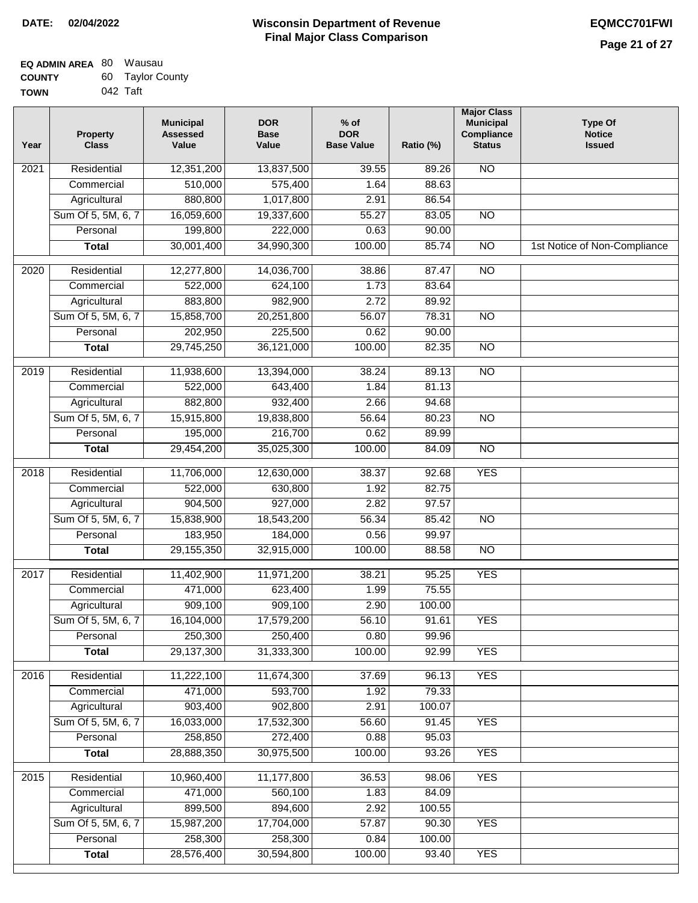**DATE:** 02/04/2022

# Wisconsin Department of Revenue
## Final Major Class Comparison

**EQMCC701FWI**

**EQ ADMIN AREA** 80 Wausau
**COUNTY** 60 Taylor County
**TOWN** 042 Taft

| Year | Property Class | Municipal Assessed Value | DOR Base Value | % of DOR Base Value | Ratio (%) | Major Class Municipal Compliance Status | Type Of Notice Issued |
|---|---|---|---|---|---|---|---|
| 2021 | Residential | 12,351,200 | 13,837,500 | 39.55 | 89.26 | NO | |
| | Commercial | 510,000 | 575,400 | 1.64 | 88.63 | | |
| | Agricultural | 880,800 | 1,017,800 | 2.91 | 86.54 | | |
| | Sum Of 5, 5M, 6, 7 | 16,059,600 | 19,337,600 | 55.27 | 83.05 | NO | |
| | Personal | 199,800 | 222,000 | 0.63 | 90.00 | | |
| | **Total** | 30,001,400 | 34,990,300 | 100.00 | 85.74 | NO | 1st Notice of Non-Compliance |
| 2020 | Residential | 12,277,800 | 14,036,700 | 38.86 | 87.47 | NO | |
| | Commercial | 522,000 | 624,100 | 1.73 | 83.64 | | |
| | Agricultural | 883,800 | 982,900 | 2.72 | 89.92 | | |
| | Sum Of 5, 5M, 6, 7 | 15,858,700 | 20,251,800 | 56.07 | 78.31 | NO | |
| | Personal | 202,950 | 225,500 | 0.62 | 90.00 | | |
| | **Total** | 29,745,250 | 36,121,000 | 100.00 | 82.35 | NO | |
| 2019 | Residential | 11,938,600 | 13,394,000 | 38.24 | 89.13 | NO | |
| | Commercial | 522,000 | 643,400 | 1.84 | 81.13 | | |
| | Agricultural | 882,800 | 932,400 | 2.66 | 94.68 | | |
| | Sum Of 5, 5M, 6, 7 | 15,915,800 | 19,838,800 | 56.64 | 80.23 | NO | |
| | Personal | 195,000 | 216,700 | 0.62 | 89.99 | | |
| | **Total** | 29,454,200 | 35,025,300 | 100.00 | 84.09 | NO | |
| 2018 | Residential | 11,706,000 | 12,630,000 | 38.37 | 92.68 | YES | |
| | Commercial | 522,000 | 630,800 | 1.92 | 82.75 | | |
| | Agricultural | 904,500 | 927,000 | 2.82 | 97.57 | | |
| | Sum Of 5, 5M, 6, 7 | 15,838,900 | 18,543,200 | 56.34 | 85.42 | NO | |
| | Personal | 183,950 | 184,000 | 0.56 | 99.97 | | |
| | **Total** | 29,155,350 | 32,915,000 | 100.00 | 88.58 | NO | |
| 2017 | Residential | 11,402,900 | 11,971,200 | 38.21 | 95.25 | YES | |
| | Commercial | 471,000 | 623,400 | 1.99 | 75.55 | | |
| | Agricultural | 909,100 | 909,100 | 2.90 | 100.00 | | |
| | Sum Of 5, 5M, 6, 7 | 16,104,000 | 17,579,200 | 56.10 | 91.61 | YES | |
| | Personal | 250,300 | 250,400 | 0.80 | 99.96 | | |
| | **Total** | 29,137,300 | 31,333,300 | 100.00 | 92.99 | YES | |
| 2016 | Residential | 11,222,100 | 11,674,300 | 37.69 | 96.13 | YES | |
| | Commercial | 471,000 | 593,700 | 1.92 | 79.33 | | |
| | Agricultural | 903,400 | 902,800 | 2.91 | 100.07 | | |
| | Sum Of 5, 5M, 6, 7 | 16,033,000 | 17,532,300 | 56.60 | 91.45 | YES | |
| | Personal | 258,850 | 272,400 | 0.88 | 95.03 | | |
| | **Total** | 28,888,350 | 30,975,500 | 100.00 | 93.26 | YES | |
| 2015 | Residential | 10,960,400 | 11,177,800 | 36.53 | 98.06 | YES | |
| | Commercial | 471,000 | 560,100 | 1.83 | 84.09 | | |
| | Agricultural | 899,500 | 894,600 | 2.92 | 100.55 | | |
| | Sum Of 5, 5M, 6, 7 | 15,987,200 | 17,704,000 | 57.87 | 90.30 | YES | |
| | Personal | 258,300 | 258,300 | 0.84 | 100.00 | | |
| | **Total** | 28,576,400 | 30,594,800 | 100.00 | 93.40 | YES | |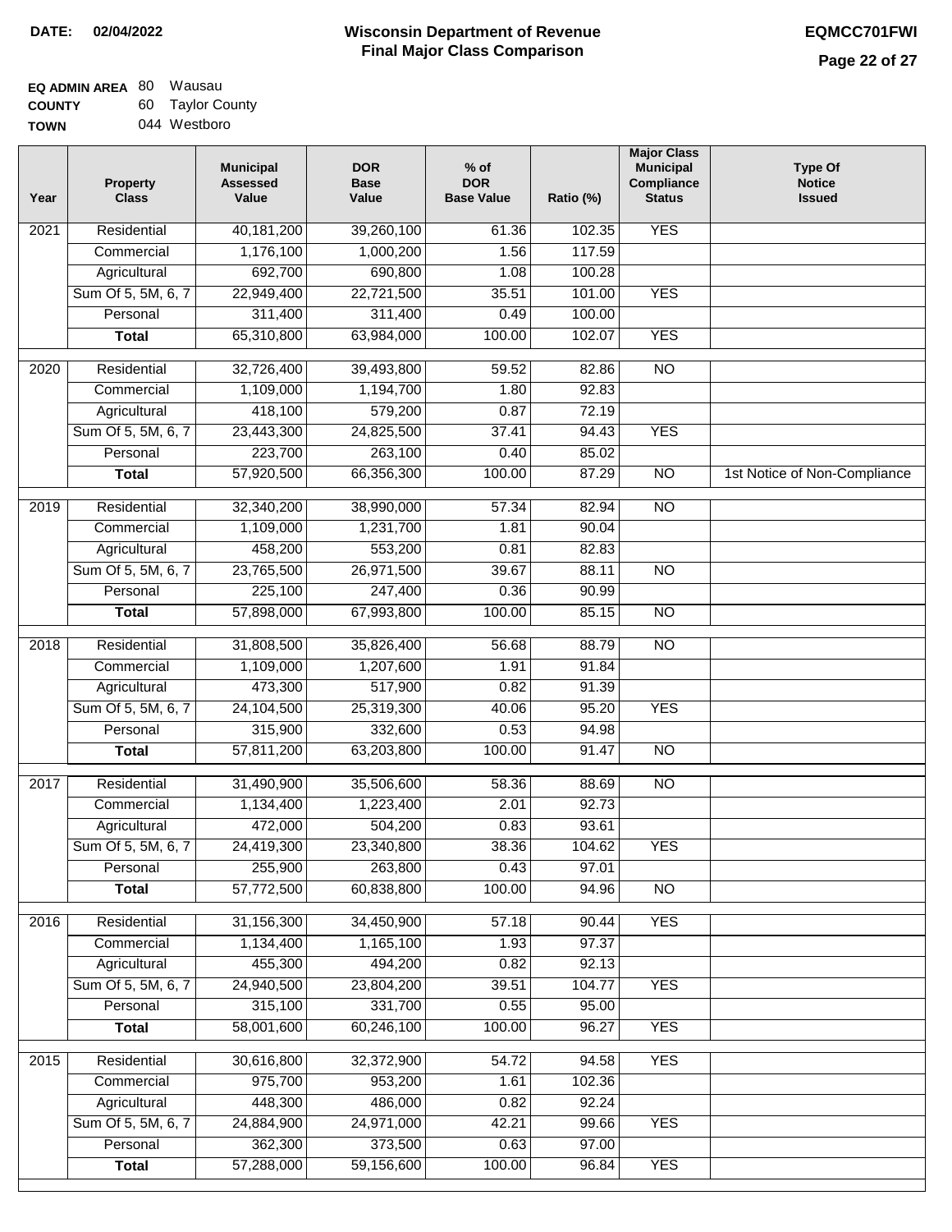**DATE: 02/04/2022**

# Wisconsin Department of Revenue
## Final Major Class Comparison

**EQMCC701FWI**

**EQ ADMIN AREA** 80 Wausau
**COUNTY** 60 Taylor County
**TOWN** 044 Westboro

| Year | Property Class | Municipal Assessed Value | DOR Base Value | % of DOR Base Value | Ratio (%) | Major Class Municipal Compliance Status | Type Of Notice Issued |
|---|---|---|---|---|---|---|---|
| 2021 | Residential | 40,181,200 | 39,260,100 | 61.36 | 102.35 | YES | |
| | Commercial | 1,176,100 | 1,000,200 | 1.56 | 117.59 | | |
| | Agricultural | 692,700 | 690,800 | 1.08 | 100.28 | | |
| | Sum Of 5, 5M, 6, 7 | 22,949,400 | 22,721,500 | 35.51 | 101.00 | YES | |
| | Personal | 311,400 | 311,400 | 0.49 | 100.00 | | |
| | **Total** | 65,310,800 | 63,984,000 | 100.00 | 102.07 | YES | |
| 2020 | Residential | 32,726,400 | 39,493,800 | 59.52 | 82.86 | NO | |
| | Commercial | 1,109,000 | 1,194,700 | 1.80 | 92.83 | | |
| | Agricultural | 418,100 | 579,200 | 0.87 | 72.19 | | |
| | Sum Of 5, 5M, 6, 7 | 23,443,300 | 24,825,500 | 37.41 | 94.43 | YES | |
| | Personal | 223,700 | 263,100 | 0.40 | 85.02 | | |
| | **Total** | 57,920,500 | 66,356,300 | 100.00 | 87.29 | NO | 1st Notice of Non-Compliance |
| 2019 | Residential | 32,340,200 | 38,990,000 | 57.34 | 82.94 | NO | |
| | Commercial | 1,109,000 | 1,231,700 | 1.81 | 90.04 | | |
| | Agricultural | 458,200 | 553,200 | 0.81 | 82.83 | | |
| | Sum Of 5, 5M, 6, 7 | 23,765,500 | 26,971,500 | 39.67 | 88.11 | NO | |
| | Personal | 225,100 | 247,400 | 0.36 | 90.99 | | |
| | **Total** | 57,898,000 | 67,993,800 | 100.00 | 85.15 | NO | |
| 2018 | Residential | 31,808,500 | 35,826,400 | 56.68 | 88.79 | NO | |
| | Commercial | 1,109,000 | 1,207,600 | 1.91 | 91.84 | | |
| | Agricultural | 473,300 | 517,900 | 0.82 | 91.39 | | |
| | Sum Of 5, 5M, 6, 7 | 24,104,500 | 25,319,300 | 40.06 | 95.20 | YES | |
| | Personal | 315,900 | 332,600 | 0.53 | 94.98 | | |
| | **Total** | 57,811,200 | 63,203,800 | 100.00 | 91.47 | NO | |
| 2017 | Residential | 31,490,900 | 35,506,600 | 58.36 | 88.69 | NO | |
| | Commercial | 1,134,400 | 1,223,400 | 2.01 | 92.73 | | |
| | Agricultural | 472,000 | 504,200 | 0.83 | 93.61 | | |
| | Sum Of 5, 5M, 6, 7 | 24,419,300 | 23,340,800 | 38.36 | 104.62 | YES | |
| | Personal | 255,900 | 263,800 | 0.43 | 97.01 | | |
| | **Total** | 57,772,500 | 60,838,800 | 100.00 | 94.96 | NO | |
| 2016 | Residential | 31,156,300 | 34,450,900 | 57.18 | 90.44 | YES | |
| | Commercial | 1,134,400 | 1,165,100 | 1.93 | 97.37 | | |
| | Agricultural | 455,300 | 494,200 | 0.82 | 92.13 | | |
| | Sum Of 5, 5M, 6, 7 | 24,940,500 | 23,804,200 | 39.51 | 104.77 | YES | |
| | Personal | 315,100 | 331,700 | 0.55 | 95.00 | | |
| | **Total** | 58,001,600 | 60,246,100 | 100.00 | 96.27 | YES | |
| 2015 | Residential | 30,616,800 | 32,372,900 | 54.72 | 94.58 | YES | |
| | Commercial | 975,700 | 953,200 | 1.61 | 102.36 | | |
| | Agricultural | 448,300 | 486,000 | 0.82 | 92.24 | | |
| | Sum Of 5, 5M, 6, 7 | 24,884,900 | 24,971,000 | 42.21 | 99.66 | YES | |
| | Personal | 362,300 | 373,500 | 0.63 | 97.00 | | |
| | **Total** | 57,288,000 | 59,156,600 | 100.00 | 96.84 | YES | |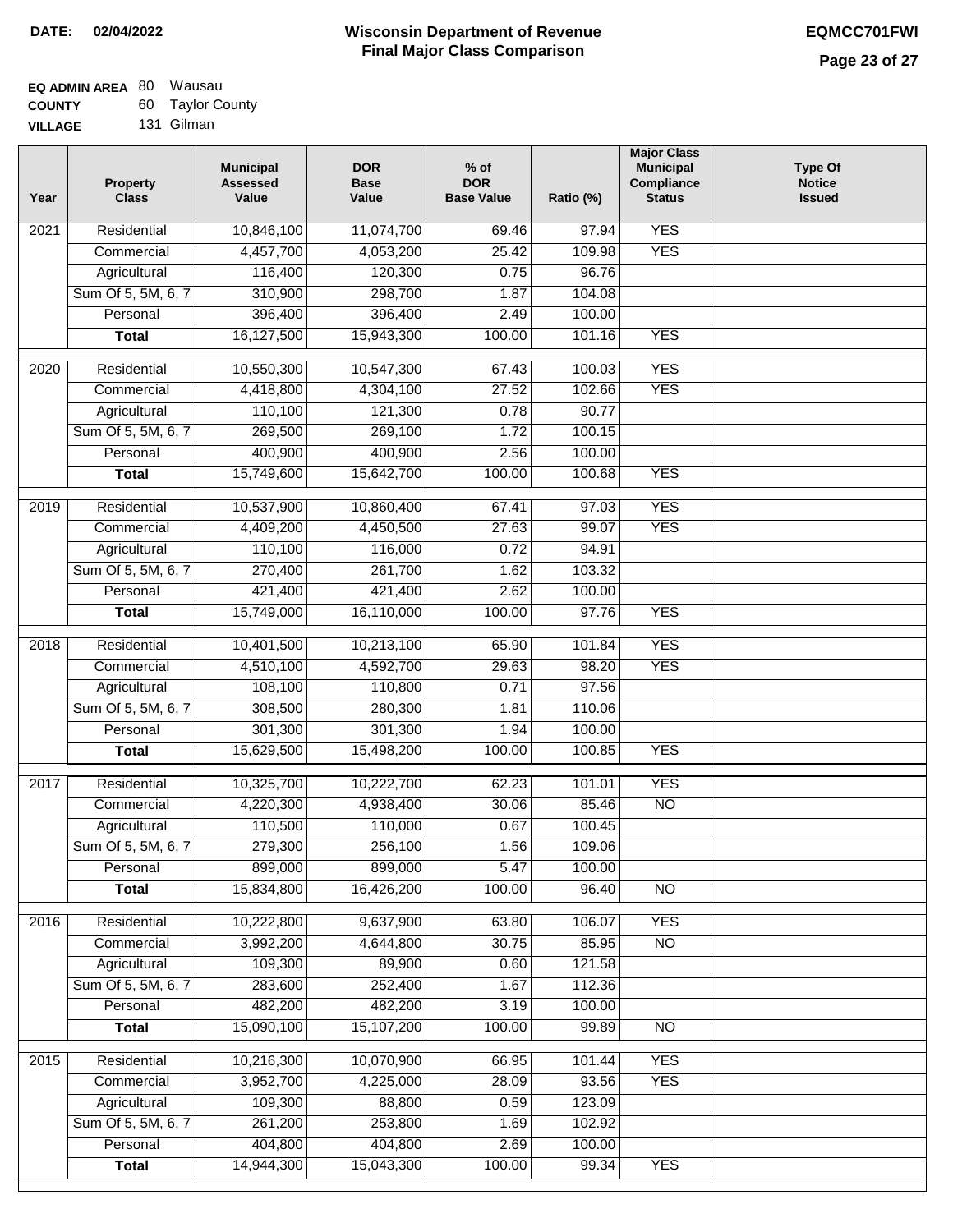**DATE:** 02/04/2022

# Wisconsin Department of Revenue
## Final Major Class Comparison

**EQMCC701FWI**

**EQ ADMIN AREA** 80 Wausau
**COUNTY** 60 Taylor County
**VILLAGE** 131 Gilman

| Year | Property Class | Municipal Assessed Value | DOR Base Value | % of DOR Base Value | Ratio (%) | Major Class Municipal Compliance Status | Type Of Notice Issued |
|---|---|---|---|---|---|---|---|
| 2021 | Residential | 10,846,100 | 11,074,700 | 69.46 | 97.94 | YES | |
| | Commercial | 4,457,700 | 4,053,200 | 25.42 | 109.98 | YES | |
| | Agricultural | 116,400 | 120,300 | 0.75 | 96.76 | | |
| | Sum Of 5, 5M, 6, 7 | 310,900 | 298,700 | 1.87 | 104.08 | | |
| | Personal | 396,400 | 396,400 | 2.49 | 100.00 | | |
| | **Total** | 16,127,500 | 15,943,300 | 100.00 | 101.16 | YES | |
| 2020 | Residential | 10,550,300 | 10,547,300 | 67.43 | 100.03 | YES | |
| | Commercial | 4,418,800 | 4,304,100 | 27.52 | 102.66 | YES | |
| | Agricultural | 110,100 | 121,300 | 0.78 | 90.77 | | |
| | Sum Of 5, 5M, 6, 7 | 269,500 | 269,100 | 1.72 | 100.15 | | |
| | Personal | 400,900 | 400,900 | 2.56 | 100.00 | | |
| | **Total** | 15,749,600 | 15,642,700 | 100.00 | 100.68 | YES | |
| 2019 | Residential | 10,537,900 | 10,860,400 | 67.41 | 97.03 | YES | |
| | Commercial | 4,409,200 | 4,450,500 | 27.63 | 99.07 | YES | |
| | Agricultural | 110,100 | 116,000 | 0.72 | 94.91 | | |
| | Sum Of 5, 5M, 6, 7 | 270,400 | 261,700 | 1.62 | 103.32 | | |
| | Personal | 421,400 | 421,400 | 2.62 | 100.00 | | |
| | **Total** | 15,749,000 | 16,110,000 | 100.00 | 97.76 | YES | |
| 2018 | Residential | 10,401,500 | 10,213,100 | 65.90 | 101.84 | YES | |
| | Commercial | 4,510,100 | 4,592,700 | 29.63 | 98.20 | YES | |
| | Agricultural | 108,100 | 110,800 | 0.71 | 97.56 | | |
| | Sum Of 5, 5M, 6, 7 | 308,500 | 280,300 | 1.81 | 110.06 | | |
| | Personal | 301,300 | 301,300 | 1.94 | 100.00 | | |
| | **Total** | 15,629,500 | 15,498,200 | 100.00 | 100.85 | YES | |
| 2017 | Residential | 10,325,700 | 10,222,700 | 62.23 | 101.01 | YES | |
| | Commercial | 4,220,300 | 4,938,400 | 30.06 | 85.46 | NO | |
| | Agricultural | 110,500 | 110,000 | 0.67 | 100.45 | | |
| | Sum Of 5, 5M, 6, 7 | 279,300 | 256,100 | 1.56 | 109.06 | | |
| | Personal | 899,000 | 899,000 | 5.47 | 100.00 | | |
| | **Total** | 15,834,800 | 16,426,200 | 100.00 | 96.40 | NO | |
| 2016 | Residential | 10,222,800 | 9,637,900 | 63.80 | 106.07 | YES | |
| | Commercial | 3,992,200 | 4,644,800 | 30.75 | 85.95 | NO | |
| | Agricultural | 109,300 | 89,900 | 0.60 | 121.58 | | |
| | Sum Of 5, 5M, 6, 7 | 283,600 | 252,400 | 1.67 | 112.36 | | |
| | Personal | 482,200 | 482,200 | 3.19 | 100.00 | | |
| | **Total** | 15,090,100 | 15,107,200 | 100.00 | 99.89 | NO | |
| 2015 | Residential | 10,216,300 | 10,070,900 | 66.95 | 101.44 | YES | |
| | Commercial | 3,952,700 | 4,225,000 | 28.09 | 93.56 | YES | |
| | Agricultural | 109,300 | 88,800 | 0.59 | 123.09 | | |
| | Sum Of 5, 5M, 6, 7 | 261,200 | 253,800 | 1.69 | 102.92 | | |
| | Personal | 404,800 | 404,800 | 2.69 | 100.00 | | |
| | **Total** | 14,944,300 | 15,043,300 | 100.00 | 99.34 | YES | |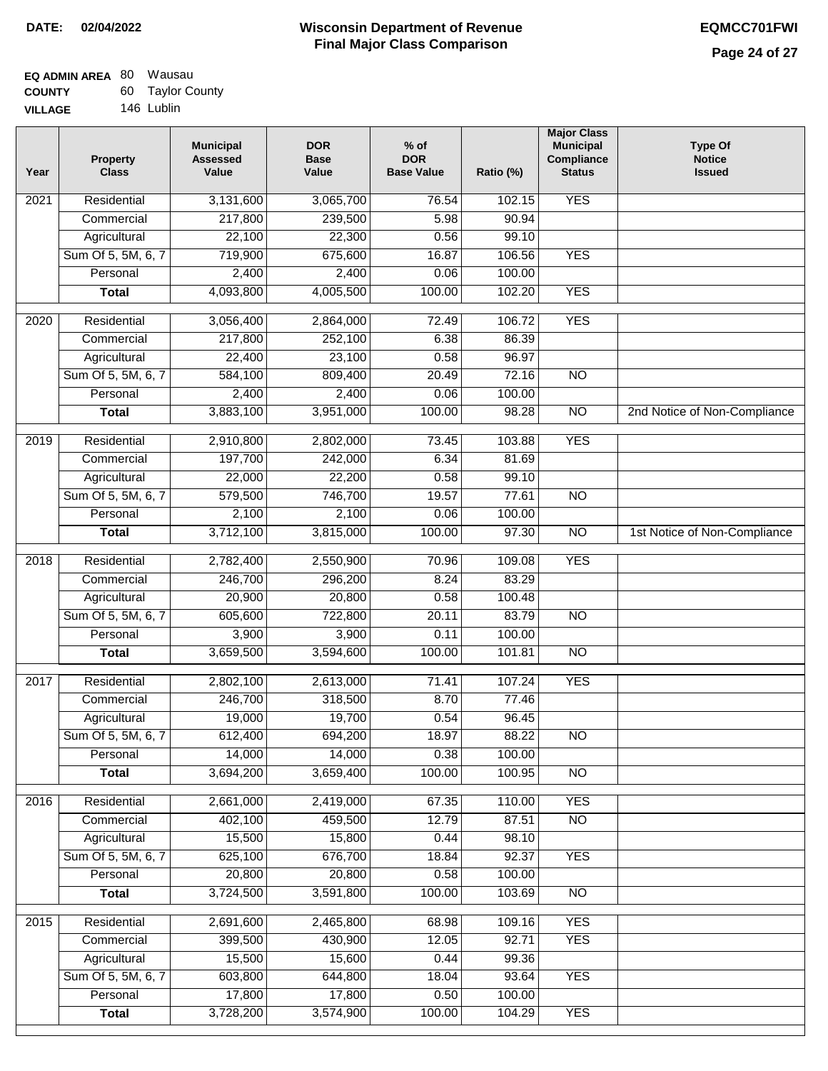**DATE:** 02/04/2022

# Wisconsin Department of Revenue
## Final Major Class Comparison

**EQMCC701FWI**

**EQ ADMIN AREA** 80 Wausau
**COUNTY** 60 Taylor County
**VILLAGE** 146 Lublin

| Year | Property Class | Municipal Assessed Value | DOR Base Value | % of DOR Base Value | Ratio (%) | Major Class Municipal Compliance Status | Type Of Notice Issued |
|---|---|---|---|---|---|---|---|
| 2021 | Residential | 3,131,600 | 3,065,700 | 76.54 | 102.15 | YES | |
| | Commercial | 217,800 | 239,500 | 5.98 | 90.94 | | |
| | Agricultural | 22,100 | 22,300 | 0.56 | 99.10 | | |
| | Sum Of 5, 5M, 6, 7 | 719,900 | 675,600 | 16.87 | 106.56 | YES | |
| | Personal | 2,400 | 2,400 | 0.06 | 100.00 | | |
| | **Total** | 4,093,800 | 4,005,500 | 100.00 | 102.20 | YES | |
| 2020 | Residential | 3,056,400 | 2,864,000 | 72.49 | 106.72 | YES | |
| | Commercial | 217,800 | 252,100 | 6.38 | 86.39 | | |
| | Agricultural | 22,400 | 23,100 | 0.58 | 96.97 | | |
| | Sum Of 5, 5M, 6, 7 | 584,100 | 809,400 | 20.49 | 72.16 | NO | |
| | Personal | 2,400 | 2,400 | 0.06 | 100.00 | | |
| | **Total** | 3,883,100 | 3,951,000 | 100.00 | 98.28 | NO | 2nd Notice of Non-Compliance |
| 2019 | Residential | 2,910,800 | 2,802,000 | 73.45 | 103.88 | YES | |
| | Commercial | 197,700 | 242,000 | 6.34 | 81.69 | | |
| | Agricultural | 22,000 | 22,200 | 0.58 | 99.10 | | |
| | Sum Of 5, 5M, 6, 7 | 579,500 | 746,700 | 19.57 | 77.61 | NO | |
| | Personal | 2,100 | 2,100 | 0.06 | 100.00 | | |
| | **Total** | 3,712,100 | 3,815,000 | 100.00 | 97.30 | NO | 1st Notice of Non-Compliance |
| 2018 | Residential | 2,782,400 | 2,550,900 | 70.96 | 109.08 | YES | |
| | Commercial | 246,700 | 296,200 | 8.24 | 83.29 | | |
| | Agricultural | 20,900 | 20,800 | 0.58 | 100.48 | | |
| | Sum Of 5, 5M, 6, 7 | 605,600 | 722,800 | 20.11 | 83.79 | NO | |
| | Personal | 3,900 | 3,900 | 0.11 | 100.00 | | |
| | **Total** | 3,659,500 | 3,594,600 | 100.00 | 101.81 | NO | |
| 2017 | Residential | 2,802,100 | 2,613,000 | 71.41 | 107.24 | YES | |
| | Commercial | 246,700 | 318,500 | 8.70 | 77.46 | | |
| | Agricultural | 19,000 | 19,700 | 0.54 | 96.45 | | |
| | Sum Of 5, 5M, 6, 7 | 612,400 | 694,200 | 18.97 | 88.22 | NO | |
| | Personal | 14,000 | 14,000 | 0.38 | 100.00 | | |
| | **Total** | 3,694,200 | 3,659,400 | 100.00 | 100.95 | NO | |
| 2016 | Residential | 2,661,000 | 2,419,000 | 67.35 | 110.00 | YES | |
| | Commercial | 402,100 | 459,500 | 12.79 | 87.51 | NO | |
| | Agricultural | 15,500 | 15,800 | 0.44 | 98.10 | | |
| | Sum Of 5, 5M, 6, 7 | 625,100 | 676,700 | 18.84 | 92.37 | YES | |
| | Personal | 20,800 | 20,800 | 0.58 | 100.00 | | |
| | **Total** | 3,724,500 | 3,591,800 | 100.00 | 103.69 | NO | |
| 2015 | Residential | 2,691,600 | 2,465,800 | 68.98 | 109.16 | YES | |
| | Commercial | 399,500 | 430,900 | 12.05 | 92.71 | YES | |
| | Agricultural | 15,500 | 15,600 | 0.44 | 99.36 | | |
| | Sum Of 5, 5M, 6, 7 | 603,800 | 644,800 | 18.04 | 93.64 | YES | |
| | Personal | 17,800 | 17,800 | 0.50 | 100.00 | | |
| | **Total** | 3,728,200 | 3,574,900 | 100.00 | 104.29 | YES | |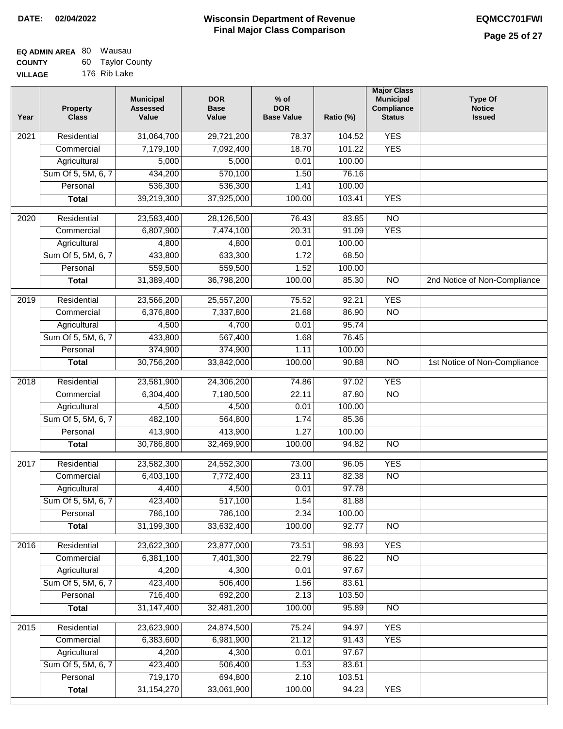**DATE:** 02/04/2022

# Wisconsin Department of Revenue
## Final Major Class Comparison

**EQMCC701FWI**

**EQ ADMIN AREA** 80 Wausau
**COUNTY** 60 Taylor County
**VILLAGE** 176 Rib Lake

| Year | Property Class | Municipal Assessed Value | DOR Base Value | % of DOR Base Value | Ratio (%) | Major Class Municipal Compliance Status | Type Of Notice Issued |
|---|---|---|---|---|---|---|---|
| 2021 | Residential | 31,064,700 | 29,721,200 | 78.37 | 104.52 | YES | |
| | Commercial | 7,179,100 | 7,092,400 | 18.70 | 101.22 | YES | |
| | Agricultural | 5,000 | 5,000 | 0.01 | 100.00 | | |
| | Sum Of 5, 5M, 6, 7 | 434,200 | 570,100 | 1.50 | 76.16 | | |
| | Personal | 536,300 | 536,300 | 1.41 | 100.00 | | |
| | **Total** | 39,219,300 | 37,925,000 | 100.00 | 103.41 | YES | |
| 2020 | Residential | 23,583,400 | 28,126,500 | 76.43 | 83.85 | NO | |
| | Commercial | 6,807,900 | 7,474,100 | 20.31 | 91.09 | YES | |
| | Agricultural | 4,800 | 4,800 | 0.01 | 100.00 | | |
| | Sum Of 5, 5M, 6, 7 | 433,800 | 633,300 | 1.72 | 68.50 | | |
| | Personal | 559,500 | 559,500 | 1.52 | 100.00 | | |
| | **Total** | 31,389,400 | 36,798,200 | 100.00 | 85.30 | NO | 2nd Notice of Non-Compliance |
| 2019 | Residential | 23,566,200 | 25,557,200 | 75.52 | 92.21 | YES | |
| | Commercial | 6,376,800 | 7,337,800 | 21.68 | 86.90 | NO | |
| | Agricultural | 4,500 | 4,700 | 0.01 | 95.74 | | |
| | Sum Of 5, 5M, 6, 7 | 433,800 | 567,400 | 1.68 | 76.45 | | |
| | Personal | 374,900 | 374,900 | 1.11 | 100.00 | | |
| | **Total** | 30,756,200 | 33,842,000 | 100.00 | 90.88 | NO | 1st Notice of Non-Compliance |
| 2018 | Residential | 23,581,900 | 24,306,200 | 74.86 | 97.02 | YES | |
| | Commercial | 6,304,400 | 7,180,500 | 22.11 | 87.80 | NO | |
| | Agricultural | 4,500 | 4,500 | 0.01 | 100.00 | | |
| | Sum Of 5, 5M, 6, 7 | 482,100 | 564,800 | 1.74 | 85.36 | | |
| | Personal | 413,900 | 413,900 | 1.27 | 100.00 | | |
| | **Total** | 30,786,800 | 32,469,900 | 100.00 | 94.82 | NO | |
| 2017 | Residential | 23,582,300 | 24,552,300 | 73.00 | 96.05 | YES | |
| | Commercial | 6,403,100 | 7,772,400 | 23.11 | 82.38 | NO | |
| | Agricultural | 4,400 | 4,500 | 0.01 | 97.78 | | |
| | Sum Of 5, 5M, 6, 7 | 423,400 | 517,100 | 1.54 | 81.88 | | |
| | Personal | 786,100 | 786,100 | 2.34 | 100.00 | | |
| | **Total** | 31,199,300 | 33,632,400 | 100.00 | 92.77 | NO | |
| 2016 | Residential | 23,622,300 | 23,877,000 | 73.51 | 98.93 | YES | |
| | Commercial | 6,381,100 | 7,401,300 | 22.79 | 86.22 | NO | |
| | Agricultural | 4,200 | 4,300 | 0.01 | 97.67 | | |
| | Sum Of 5, 5M, 6, 7 | 423,400 | 506,400 | 1.56 | 83.61 | | |
| | Personal | 716,400 | 692,200 | 2.13 | 103.50 | | |
| | **Total** | 31,147,400 | 32,481,200 | 100.00 | 95.89 | NO | |
| 2015 | Residential | 23,623,900 | 24,874,500 | 75.24 | 94.97 | YES | |
| | Commercial | 6,383,600 | 6,981,900 | 21.12 | 91.43 | YES | |
| | Agricultural | 4,200 | 4,300 | 0.01 | 97.67 | | |
| | Sum Of 5, 5M, 6, 7 | 423,400 | 506,400 | 1.53 | 83.61 | | |
| | Personal | 719,170 | 694,800 | 2.10 | 103.51 | | |
| | **Total** | 31,154,270 | 33,061,900 | 100.00 | 94.23 | YES | |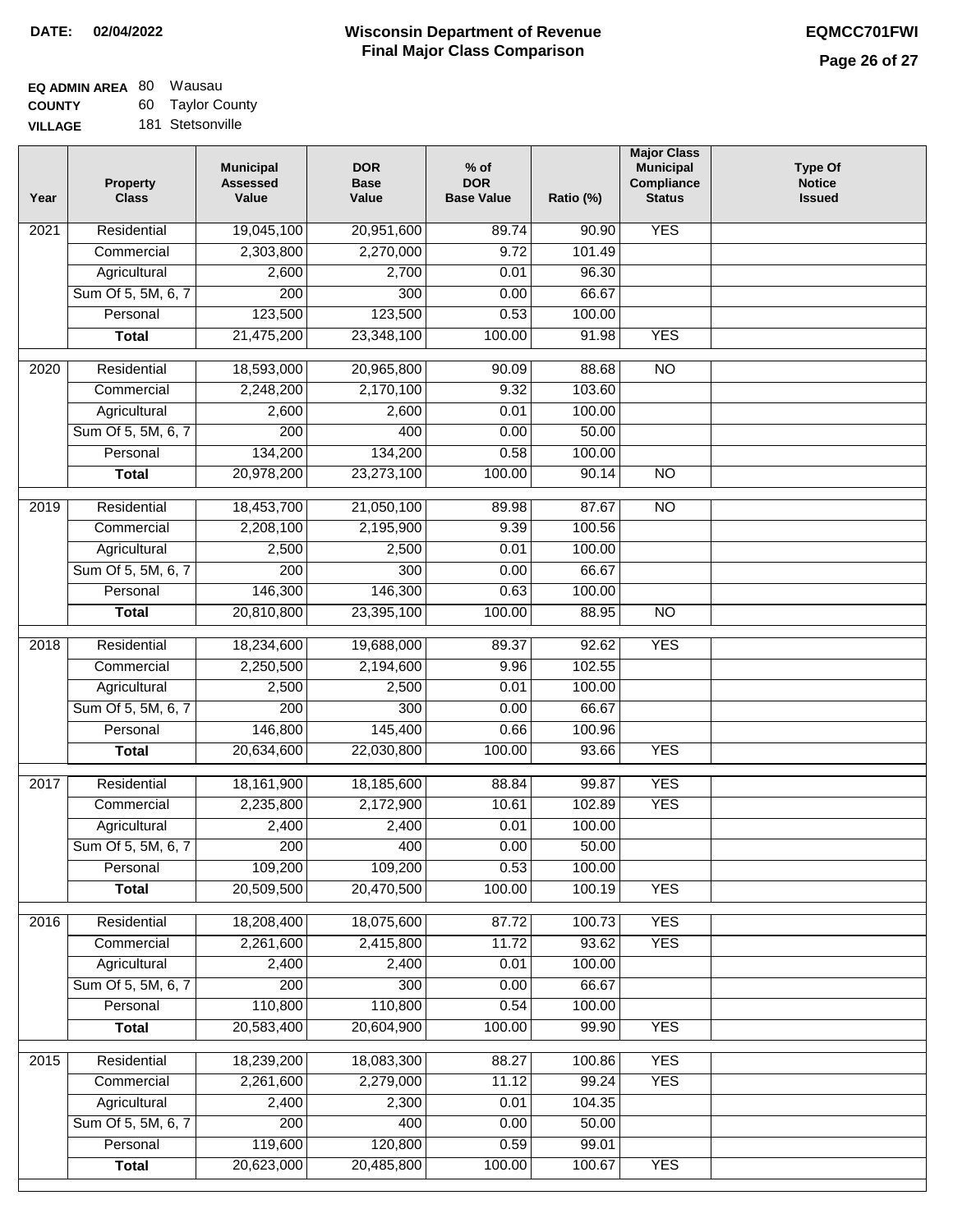**DATE: 02/04/2022**

# Wisconsin Department of Revenue
## Final Major Class Comparison

**EQMCC701FWI**

**EQ ADMIN AREA** 80 Wausau
**COUNTY** 60 Taylor County
**VILLAGE** 181 Stetsonville

| Year | Property Class | Municipal Assessed Value | DOR Base Value | % of DOR Base Value | Ratio (%) | Major Class Municipal Compliance Status | Type Of Notice Issued |
|---|---|---|---|---|---|---|---|
| 2021 | Residential | 19,045,100 | 20,951,600 | 89.74 | 90.90 | YES | |
| | Commercial | 2,303,800 | 2,270,000 | 9.72 | 101.49 | | |
| | Agricultural | 2,600 | 2,700 | 0.01 | 96.30 | | |
| | Sum Of 5, 5M, 6, 7 | 200 | 300 | 0.00 | 66.67 | | |
| | Personal | 123,500 | 123,500 | 0.53 | 100.00 | | |
| | **Total** | 21,475,200 | 23,348,100 | 100.00 | 91.98 | YES | |
| 2020 | Residential | 18,593,000 | 20,965,800 | 90.09 | 88.68 | NO | |
| | Commercial | 2,248,200 | 2,170,100 | 9.32 | 103.60 | | |
| | Agricultural | 2,600 | 2,600 | 0.01 | 100.00 | | |
| | Sum Of 5, 5M, 6, 7 | 200 | 400 | 0.00 | 50.00 | | |
| | Personal | 134,200 | 134,200 | 0.58 | 100.00 | | |
| | **Total** | 20,978,200 | 23,273,100 | 100.00 | 90.14 | NO | |
| 2019 | Residential | 18,453,700 | 21,050,100 | 89.98 | 87.67 | NO | |
| | Commercial | 2,208,100 | 2,195,900 | 9.39 | 100.56 | | |
| | Agricultural | 2,500 | 2,500 | 0.01 | 100.00 | | |
| | Sum Of 5, 5M, 6, 7 | 200 | 300 | 0.00 | 66.67 | | |
| | Personal | 146,300 | 146,300 | 0.63 | 100.00 | | |
| | **Total** | 20,810,800 | 23,395,100 | 100.00 | 88.95 | NO | |
| 2018 | Residential | 18,234,600 | 19,688,000 | 89.37 | 92.62 | YES | |
| | Commercial | 2,250,500 | 2,194,600 | 9.96 | 102.55 | | |
| | Agricultural | 2,500 | 2,500 | 0.01 | 100.00 | | |
| | Sum Of 5, 5M, 6, 7 | 200 | 300 | 0.00 | 66.67 | | |
| | Personal | 146,800 | 145,400 | 0.66 | 100.96 | | |
| | **Total** | 20,634,600 | 22,030,800 | 100.00 | 93.66 | YES | |
| 2017 | Residential | 18,161,900 | 18,185,600 | 88.84 | 99.87 | YES | |
| | Commercial | 2,235,800 | 2,172,900 | 10.61 | 102.89 | YES | |
| | Agricultural | 2,400 | 2,400 | 0.01 | 100.00 | | |
| | Sum Of 5, 5M, 6, 7 | 200 | 400 | 0.00 | 50.00 | | |
| | Personal | 109,200 | 109,200 | 0.53 | 100.00 | | |
| | **Total** | 20,509,500 | 20,470,500 | 100.00 | 100.19 | YES | |
| 2016 | Residential | 18,208,400 | 18,075,600 | 87.72 | 100.73 | YES | |
| | Commercial | 2,261,600 | 2,415,800 | 11.72 | 93.62 | YES | |
| | Agricultural | 2,400 | 2,400 | 0.01 | 100.00 | | |
| | Sum Of 5, 5M, 6, 7 | 200 | 300 | 0.00 | 66.67 | | |
| | Personal | 110,800 | 110,800 | 0.54 | 100.00 | | |
| | **Total** | 20,583,400 | 20,604,900 | 100.00 | 99.90 | YES | |
| 2015 | Residential | 18,239,200 | 18,083,300 | 88.27 | 100.86 | YES | |
| | Commercial | 2,261,600 | 2,279,000 | 11.12 | 99.24 | YES | |
| | Agricultural | 2,400 | 2,300 | 0.01 | 104.35 | | |
| | Sum Of 5, 5M, 6, 7 | 200 | 400 | 0.00 | 50.00 | | |
| | Personal | 119,600 | 120,800 | 0.59 | 99.01 | | |
| | **Total** | 20,623,000 | 20,485,800 | 100.00 | 100.67 | YES | |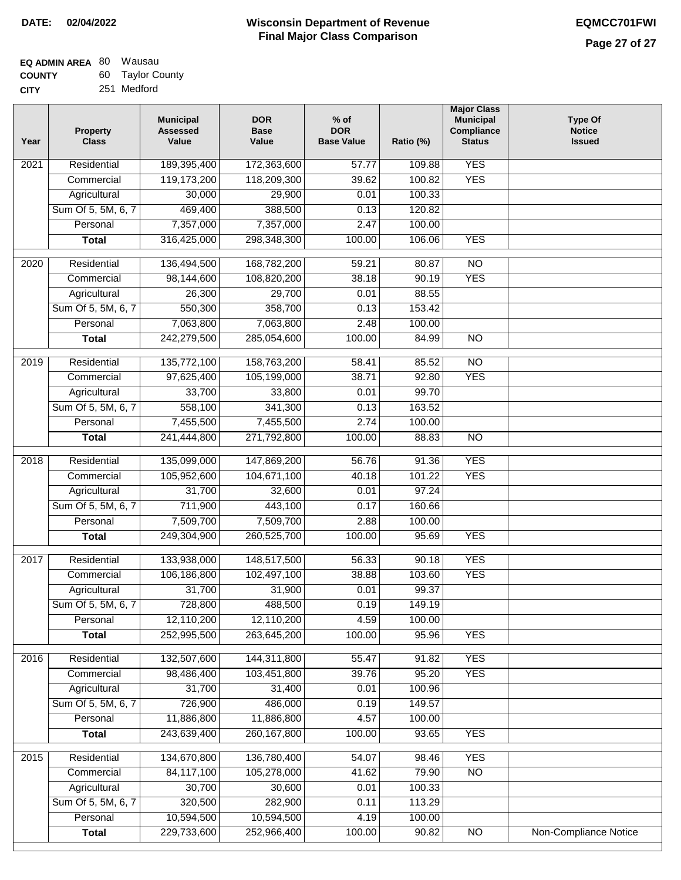**DATE:** 02/04/2022

# Wisconsin Department of Revenue
## Final Major Class Comparison

**EQMCC701FWI**

**EQ ADMIN AREA** 80 Wausau
**COUNTY** 60 Taylor County
**CITY** 251 Medford

| Year | Property Class | Municipal Assessed Value | DOR Base Value | % of DOR Base Value | Ratio (%) | Major Class Municipal Compliance Status | Type Of Notice Issued |
|---|---|---|---|---|---|---|---|
| 2021 | Residential | 189,395,400 | 172,363,600 | 57.77 | 109.88 | YES | |
| | Commercial | 119,173,200 | 118,209,300 | 39.62 | 100.82 | YES | |
| | Agricultural | 30,000 | 29,900 | 0.01 | 100.33 | | |
| | Sum Of 5, 5M, 6, 7 | 469,400 | 388,500 | 0.13 | 120.82 | | |
| | Personal | 7,357,000 | 7,357,000 | 2.47 | 100.00 | | |
| | **Total** | 316,425,000 | 298,348,300 | 100.00 | 106.06 | YES | |
| 2020 | Residential | 136,494,500 | 168,782,200 | 59.21 | 80.87 | NO | |
| | Commercial | 98,144,600 | 108,820,200 | 38.18 | 90.19 | YES | |
| | Agricultural | 26,300 | 29,700 | 0.01 | 88.55 | | |
| | Sum Of 5, 5M, 6, 7 | 550,300 | 358,700 | 0.13 | 153.42 | | |
| | Personal | 7,063,800 | 7,063,800 | 2.48 | 100.00 | | |
| | **Total** | 242,279,500 | 285,054,600 | 100.00 | 84.99 | NO | |
| 2019 | Residential | 135,772,100 | 158,763,200 | 58.41 | 85.52 | NO | |
| | Commercial | 97,625,400 | 105,199,000 | 38.71 | 92.80 | YES | |
| | Agricultural | 33,700 | 33,800 | 0.01 | 99.70 | | |
| | Sum Of 5, 5M, 6, 7 | 558,100 | 341,300 | 0.13 | 163.52 | | |
| | Personal | 7,455,500 | 7,455,500 | 2.74 | 100.00 | | |
| | **Total** | 241,444,800 | 271,792,800 | 100.00 | 88.83 | NO | |
| 2018 | Residential | 135,099,000 | 147,869,200 | 56.76 | 91.36 | YES | |
| | Commercial | 105,952,600 | 104,671,100 | 40.18 | 101.22 | YES | |
| | Agricultural | 31,700 | 32,600 | 0.01 | 97.24 | | |
| | Sum Of 5, 5M, 6, 7 | 711,900 | 443,100 | 0.17 | 160.66 | | |
| | Personal | 7,509,700 | 7,509,700 | 2.88 | 100.00 | | |
| | **Total** | 249,304,900 | 260,525,700 | 100.00 | 95.69 | YES | |
| 2017 | Residential | 133,938,000 | 148,517,500 | 56.33 | 90.18 | YES | |
| | Commercial | 106,186,800 | 102,497,100 | 38.88 | 103.60 | YES | |
| | Agricultural | 31,700 | 31,900 | 0.01 | 99.37 | | |
| | Sum Of 5, 5M, 6, 7 | 728,800 | 488,500 | 0.19 | 149.19 | | |
| | Personal | 12,110,200 | 12,110,200 | 4.59 | 100.00 | | |
| | **Total** | 252,995,500 | 263,645,200 | 100.00 | 95.96 | YES | |
| 2016 | Residential | 132,507,600 | 144,311,800 | 55.47 | 91.82 | YES | |
| | Commercial | 98,486,400 | 103,451,800 | 39.76 | 95.20 | YES | |
| | Agricultural | 31,700 | 31,400 | 0.01 | 100.96 | | |
| | Sum Of 5, 5M, 6, 7 | 726,900 | 486,000 | 0.19 | 149.57 | | |
| | Personal | 11,886,800 | 11,886,800 | 4.57 | 100.00 | | |
| | **Total** | 243,639,400 | 260,167,800 | 100.00 | 93.65 | YES | |
| 2015 | Residential | 134,670,800 | 136,780,400 | 54.07 | 98.46 | YES | |
| | Commercial | 84,117,100 | 105,278,000 | 41.62 | 79.90 | NO | |
| | Agricultural | 30,700 | 30,600 | 0.01 | 100.33 | | |
| | Sum Of 5, 5M, 6, 7 | 320,500 | 282,900 | 0.11 | 113.29 | | |
| | Personal | 10,594,500 | 10,594,500 | 4.19 | 100.00 | | |
| | **Total** | 229,733,600 | 252,966,400 | 100.00 | 90.82 | NO | Non-Compliance Notice |